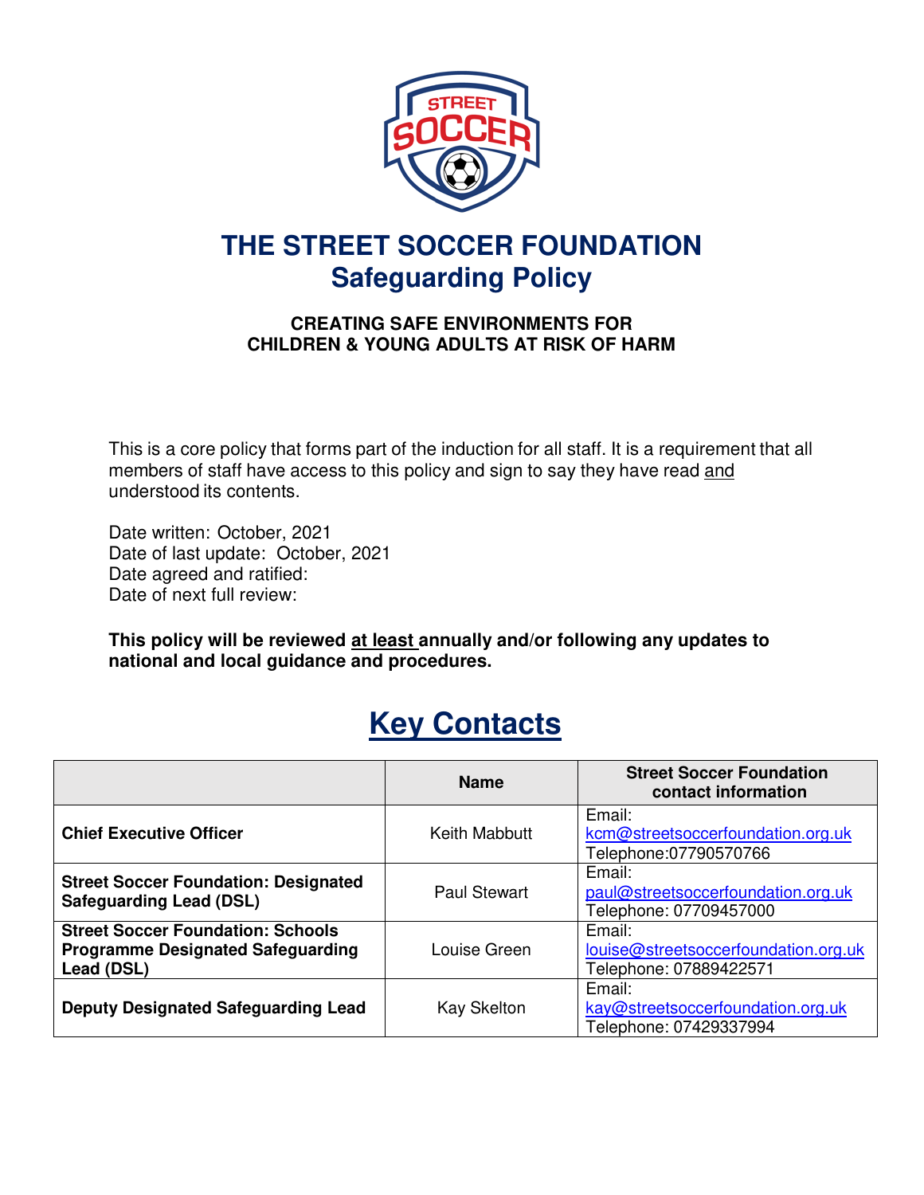# THE STREET SOCCER FOUNDATION
## Safeguarding Policy

**CREATING SAFE ENVIRONMENTS FOR CHILDREN & YOUNG ADULTS AT RISK OF HARM**

This is a core policy that forms part of the induction for all staff. It is a requirement that all members of staff have access to this policy and sign to say they have read and understood its contents.

Date written: October, 2021
Date of last update: October, 2021
Date agreed and ratified:
Date of next full review:

**This policy will be reviewed at least annually and/or following any updates to national and local guidance and procedures.**

## Key Contacts

| | Name | Street Soccer Foundation contact information |
|---|---|---|
| **Chief Executive Officer** | Keith Mabbutt | Email: kcm@streetsoccerfoundation.org.uk Telephone:07790570766 |
| **Street Soccer Foundation: Designated Safeguarding Lead (DSL)** | Paul Stewart | Email: paul@streetsoccerfoundation.org.uk Telephone: 07709457000 |
| **Street Soccer Foundation: Schools Programme Designated Safeguarding Lead (DSL)** | Louise Green | Email: louise@streetsoccerfoundation.org.uk Telephone: 07889422571 |
| **Deputy Designated Safeguarding Lead** | Kay Skelton | Email: kay@streetsoccerfoundation.org.uk Telephone: 07429337994 |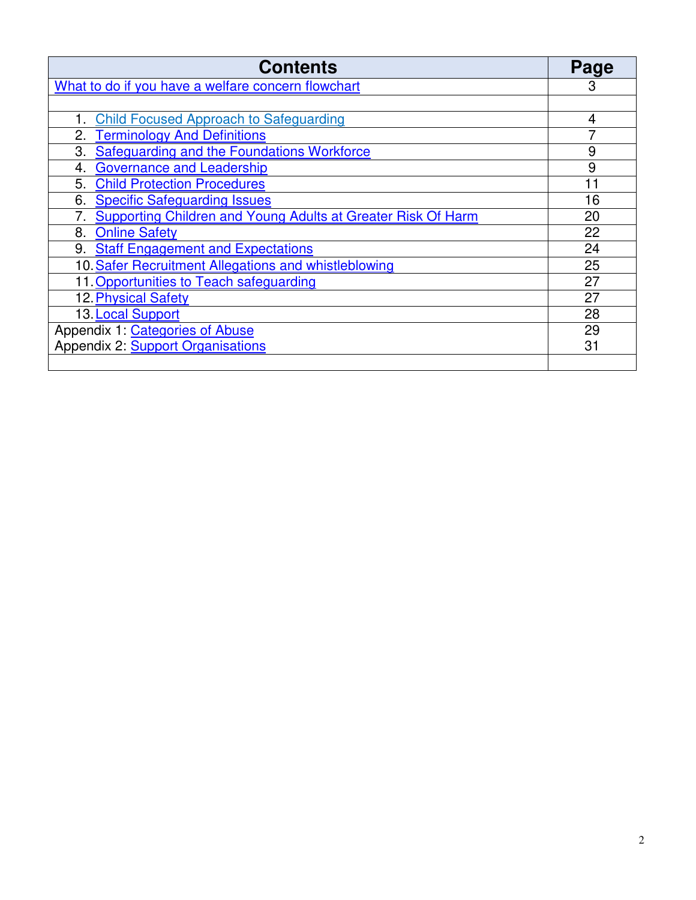| Contents | Page |
|---|---|
| What to do if you have a welfare concern flowchart | 3 |
| | |
| 1. Child Focused Approach to Safeguarding | 4 |
| 2. Terminology And Definitions | 7 |
| 3. Safeguarding and the Foundations Workforce | 9 |
| 4. Governance and Leadership | 9 |
| 5. Child Protection Procedures | 11 |
| 6. Specific Safeguarding Issues | 16 |
| 7. Supporting Children and Young Adults at Greater Risk Of Harm | 20 |
| 8. Online Safety | 22 |
| 9. Staff Engagement and Expectations | 24 |
| 10. Safer Recruitment Allegations and whistleblowing | 25 |
| 11. Opportunities to Teach safeguarding | 27 |
| 12. Physical Safety | 27 |
| 13. Local Support | 28 |
| Appendix 1: Categories of Abuse | 29 |
| Appendix 2: Support Organisations | 31 |
| | |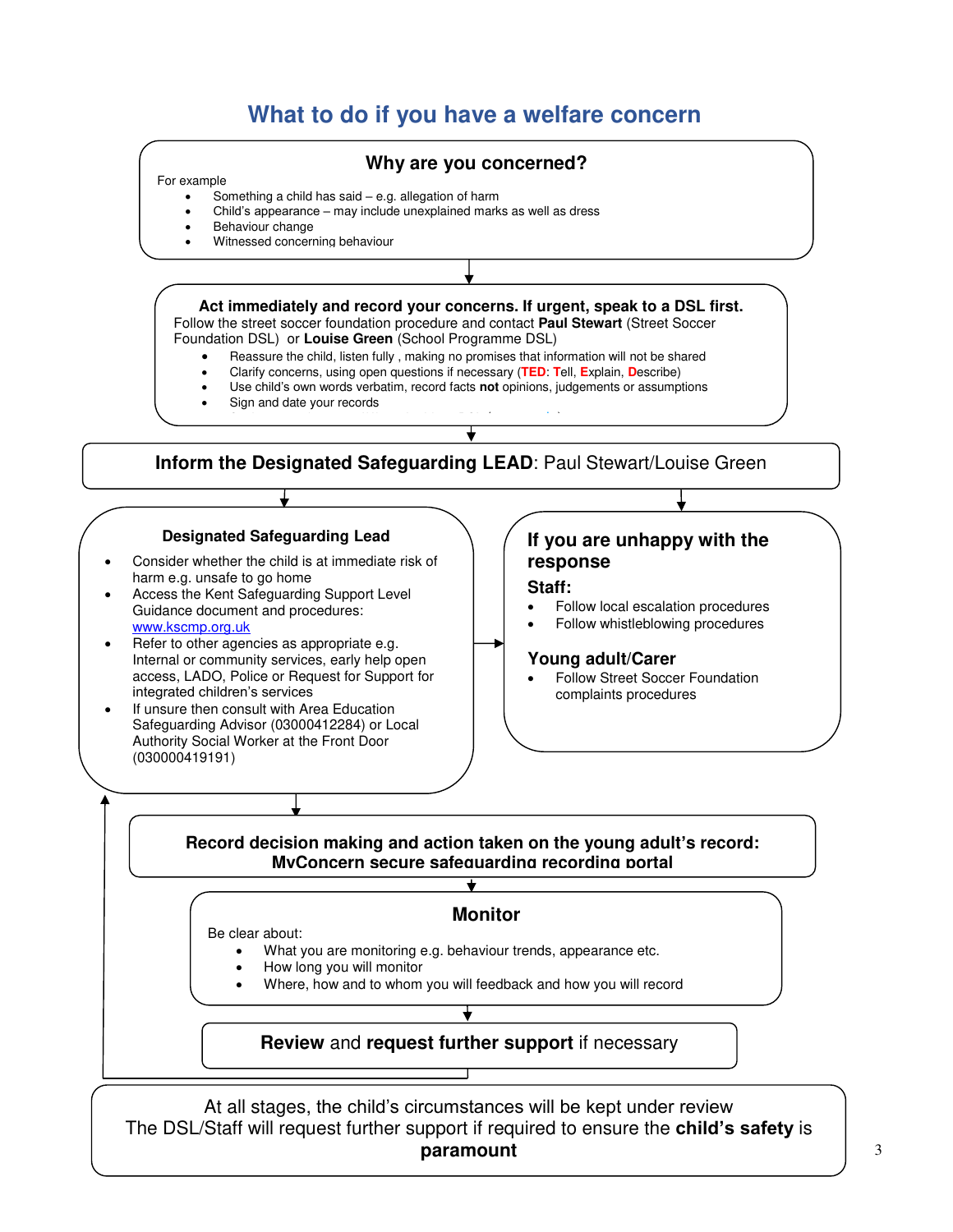# What to do if you have a welfare concern

## Why are you concerned?

For example

- Something a child has said – e.g. allegation of harm
- Child's appearance – may include unexplained marks as well as dress
- Behaviour change
- Witnessed concerning behaviour

**Act immediately and record your concerns. If urgent, speak to a DSL first.**
Follow the street soccer foundation procedure and contact **Paul Stewart** (Street Soccer Foundation DSL) or **Louise Green** (School Programme DSL)

- Reassure the child, listen fully , making no promises that information will not be shared
- Clarify concerns, using open questions if necessary (**TED**: **T**ell, **E**xplain, **D**escribe)
- Use child's own words verbatim, record facts **not** opinions, judgements or assumptions
- Sign and date your records

**Inform the Designated Safeguarding LEAD**: Paul Stewart/Louise Green

### Designated Safeguarding Lead

- Consider whether the child is at immediate risk of harm e.g. unsafe to go home
- Access the Kent Safeguarding Support Level Guidance document and procedures: www.kscmp.org.uk
- Refer to other agencies as appropriate e.g. Internal or community services, early help open access, LADO, Police or Request for Support for integrated children's services
- If unsure then consult with Area Education Safeguarding Advisor (03000412284) or Local Authority Social Worker at the Front Door (030000419191)

### If you are unhappy with the response

**Staff:**

- Follow local escalation procedures
- Follow whistleblowing procedures

**Young adult/Carer**

- Follow Street Soccer Foundation complaints procedures

**Record decision making and action taken on the young adult's record: MyConcern secure safeguarding recording portal**

### Monitor

Be clear about:

- What you are monitoring e.g. behaviour trends, appearance etc.
- How long you will monitor
- Where, how and to whom you will feedback and how you will record

**Review** and **request further support** if necessary

At all stages, the child's circumstances will be kept under review
The DSL/Staff will request further support if required to ensure the **child's safety** is **paramount**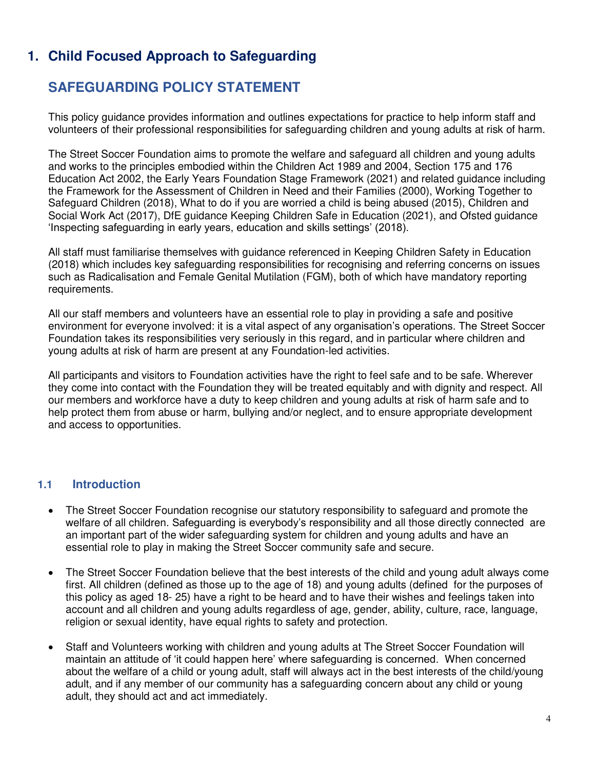# 1. Child Focused Approach to Safeguarding

## SAFEGUARDING POLICY STATEMENT

This policy guidance provides information and outlines expectations for practice to help inform staff and volunteers of their professional responsibilities for safeguarding children and young adults at risk of harm.

The Street Soccer Foundation aims to promote the welfare and safeguard all children and young adults and works to the principles embodied within the Children Act 1989 and 2004, Section 175 and 176 Education Act 2002, the Early Years Foundation Stage Framework (2021) and related guidance including the Framework for the Assessment of Children in Need and their Families (2000), Working Together to Safeguard Children (2018), What to do if you are worried a child is being abused (2015), Children and Social Work Act (2017), DfE guidance Keeping Children Safe in Education (2021), and Ofsted guidance 'Inspecting safeguarding in early years, education and skills settings' (2018).

All staff must familiarise themselves with guidance referenced in Keeping Children Safety in Education (2018) which includes key safeguarding responsibilities for recognising and referring concerns on issues such as Radicalisation and Female Genital Mutilation (FGM), both of which have mandatory reporting requirements.

All our staff members and volunteers have an essential role to play in providing a safe and positive environment for everyone involved: it is a vital aspect of any organisation's operations. The Street Soccer Foundation takes its responsibilities very seriously in this regard, and in particular where children and young adults at risk of harm are present at any Foundation-led activities.

All participants and visitors to Foundation activities have the right to feel safe and to be safe. Wherever they come into contact with the Foundation they will be treated equitably and with dignity and respect. All our members and workforce have a duty to keep children and young adults at risk of harm safe and to help protect them from abuse or harm, bullying and/or neglect, and to ensure appropriate development and access to opportunities.

### 1.1 Introduction

- The Street Soccer Foundation recognise our statutory responsibility to safeguard and promote the welfare of all children. Safeguarding is everybody's responsibility and all those directly connected are an important part of the wider safeguarding system for children and young adults and have an essential role to play in making the Street Soccer community safe and secure.
- The Street Soccer Foundation believe that the best interests of the child and young adult always come first. All children (defined as those up to the age of 18) and young adults (defined for the purposes of this policy as aged 18- 25) have a right to be heard and to have their wishes and feelings taken into account and all children and young adults regardless of age, gender, ability, culture, race, language, religion or sexual identity, have equal rights to safety and protection.
- Staff and Volunteers working with children and young adults at The Street Soccer Foundation will maintain an attitude of 'it could happen here' where safeguarding is concerned. When concerned about the welfare of a child or young adult, staff will always act in the best interests of the child/young adult, and if any member of our community has a safeguarding concern about any child or young adult, they should act and act immediately.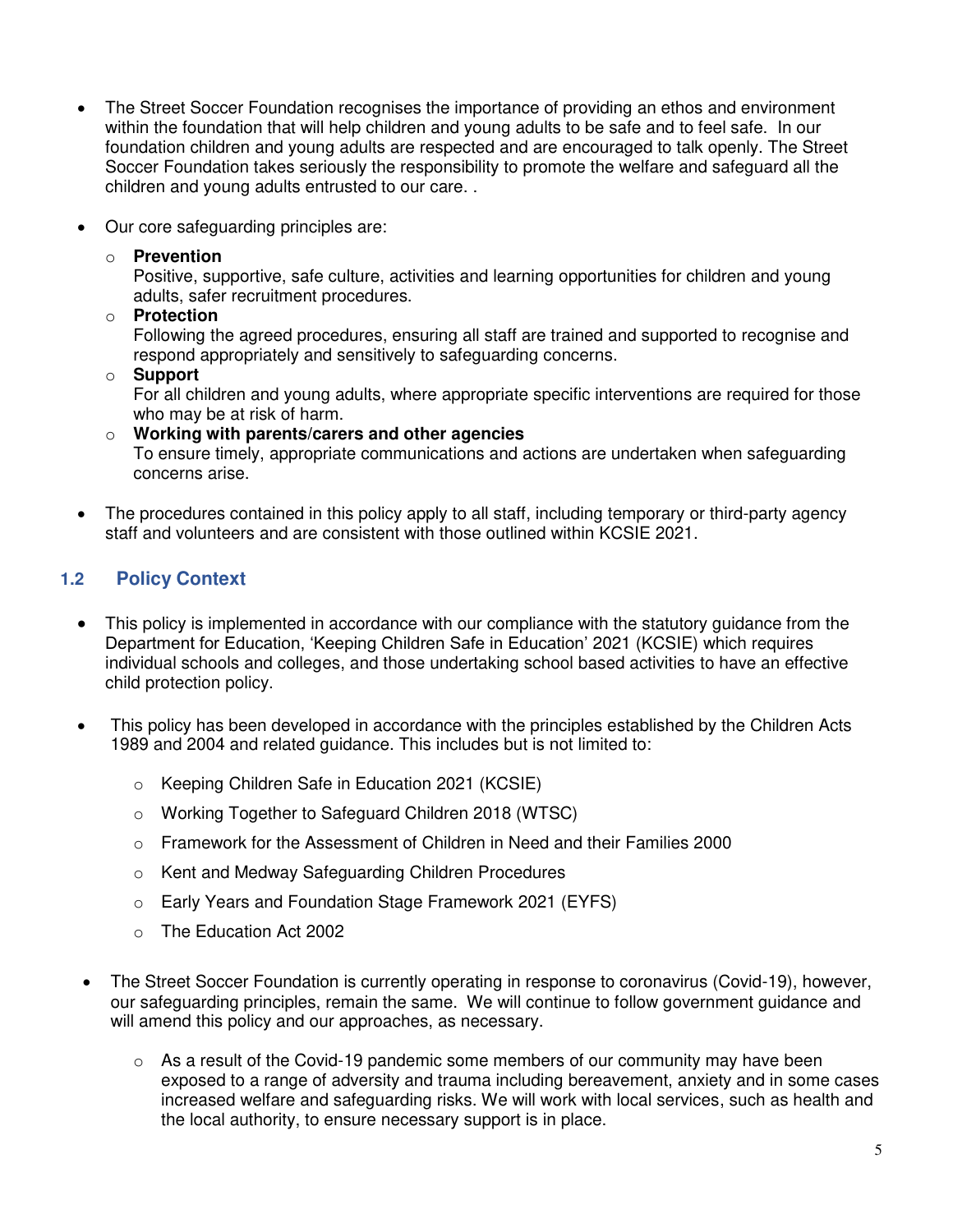- The Street Soccer Foundation recognises the importance of providing an ethos and environment within the foundation that will help children and young adults to be safe and to feel safe. In our foundation children and young adults are respected and are encouraged to talk openly. The Street Soccer Foundation takes seriously the responsibility to promote the welfare and safeguard all the children and young adults entrusted to our care. .

- Our core safeguarding principles are:
  - **Prevention**
    Positive, supportive, safe culture, activities and learning opportunities for children and young adults, safer recruitment procedures.
  - **Protection**
    Following the agreed procedures, ensuring all staff are trained and supported to recognise and respond appropriately and sensitively to safeguarding concerns.
  - **Support**
    For all children and young adults, where appropriate specific interventions are required for those who may be at risk of harm.
  - **Working with parents/carers and other agencies**
    To ensure timely, appropriate communications and actions are undertaken when safeguarding concerns arise.

- The procedures contained in this policy apply to all staff, including temporary or third-party agency staff and volunteers and are consistent with those outlined within KCSIE 2021.

## 1.2 Policy Context

- This policy is implemented in accordance with our compliance with the statutory guidance from the Department for Education, 'Keeping Children Safe in Education' 2021 (KCSIE) which requires individual schools and colleges, and those undertaking school based activities to have an effective child protection policy.

- This policy has been developed in accordance with the principles established by the Children Acts 1989 and 2004 and related guidance. This includes but is not limited to:
  - Keeping Children Safe in Education 2021 (KCSIE)
  - Working Together to Safeguard Children 2018 (WTSC)
  - Framework for the Assessment of Children in Need and their Families 2000
  - Kent and Medway Safeguarding Children Procedures
  - Early Years and Foundation Stage Framework 2021 (EYFS)
  - The Education Act 2002

- The Street Soccer Foundation is currently operating in response to coronavirus (Covid-19), however, our safeguarding principles, remain the same. We will continue to follow government guidance and will amend this policy and our approaches, as necessary.
  - As a result of the Covid-19 pandemic some members of our community may have been exposed to a range of adversity and trauma including bereavement, anxiety and in some cases increased welfare and safeguarding risks. We will work with local services, such as health and the local authority, to ensure necessary support is in place.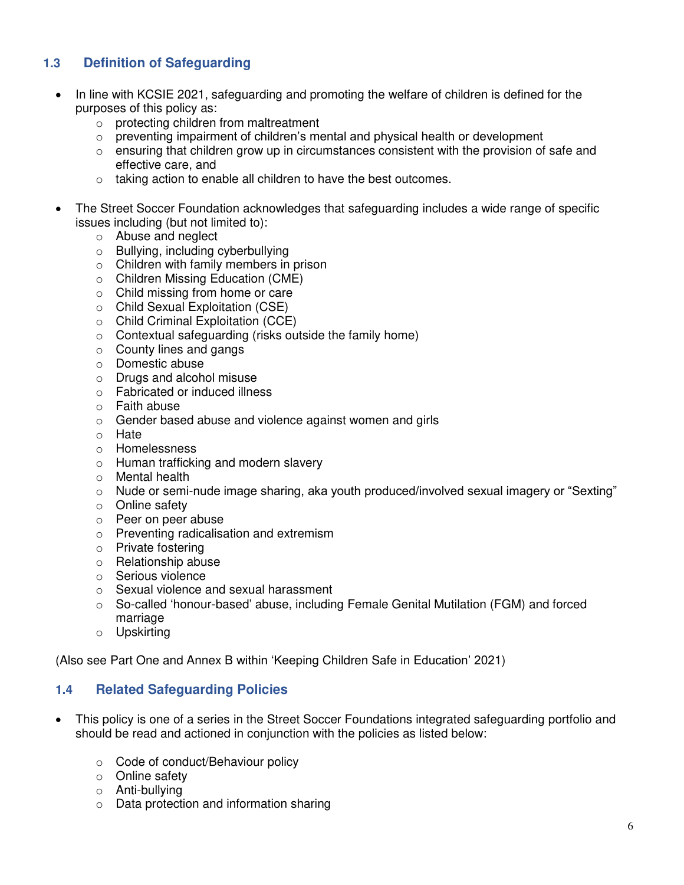## 1.3 Definition of Safeguarding

- In line with KCSIE 2021, safeguarding and promoting the welfare of children is defined for the purposes of this policy as:
    - protecting children from maltreatment
    - preventing impairment of children's mental and physical health or development
    - ensuring that children grow up in circumstances consistent with the provision of safe and effective care, and
    - taking action to enable all children to have the best outcomes.

- The Street Soccer Foundation acknowledges that safeguarding includes a wide range of specific issues including (but not limited to):
    - Abuse and neglect
    - Bullying, including cyberbullying
    - Children with family members in prison
    - Children Missing Education (CME)
    - Child missing from home or care
    - Child Sexual Exploitation (CSE)
    - Child Criminal Exploitation (CCE)
    - Contextual safeguarding (risks outside the family home)
    - County lines and gangs
    - Domestic abuse
    - Drugs and alcohol misuse
    - Fabricated or induced illness
    - Faith abuse
    - Gender based abuse and violence against women and girls
    - Hate
    - Homelessness
    - Human trafficking and modern slavery
    - Mental health
    - Nude or semi-nude image sharing, aka youth produced/involved sexual imagery or "Sexting"
    - Online safety
    - Peer on peer abuse
    - Preventing radicalisation and extremism
    - Private fostering
    - Relationship abuse
    - Serious violence
    - Sexual violence and sexual harassment
    - So-called 'honour-based' abuse, including Female Genital Mutilation (FGM) and forced marriage
    - Upskirting

(Also see Part One and Annex B within 'Keeping Children Safe in Education' 2021)

## 1.4 Related Safeguarding Policies

- This policy is one of a series in the Street Soccer Foundations integrated safeguarding portfolio and should be read and actioned in conjunction with the policies as listed below:

    - Code of conduct/Behaviour policy
    - Online safety
    - Anti-bullying
    - Data protection and information sharing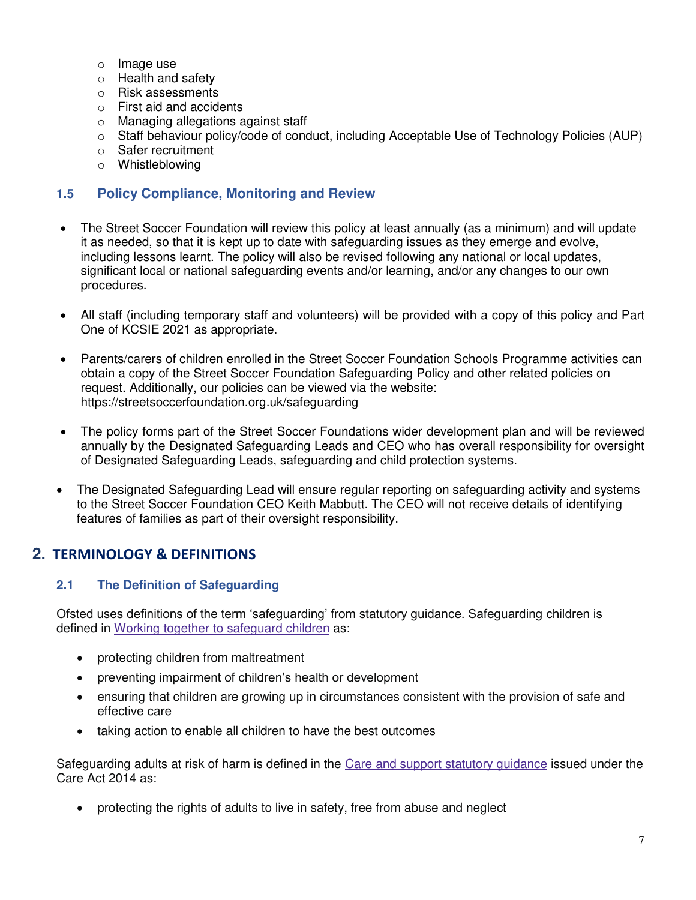- Image use
  - Health and safety
  - Risk assessments
  - First aid and accidents
  - Managing allegations against staff
  - Staff behaviour policy/code of conduct, including Acceptable Use of Technology Policies (AUP)
  - Safer recruitment
  - Whistleblowing

### 1.5 Policy Compliance, Monitoring and Review

- The Street Soccer Foundation will review this policy at least annually (as a minimum) and will update it as needed, so that it is kept up to date with safeguarding issues as they emerge and evolve, including lessons learnt. The policy will also be revised following any national or local updates, significant local or national safeguarding events and/or learning, and/or any changes to our own procedures.

- All staff (including temporary staff and volunteers) will be provided with a copy of this policy and Part One of KCSIE 2021 as appropriate.

- Parents/carers of children enrolled in the Street Soccer Foundation Schools Programme activities can obtain a copy of the Street Soccer Foundation Safeguarding Policy and other related policies on request. Additionally, our policies can be viewed via the website: https://streetsoccerfoundation.org.uk/safeguarding

- The policy forms part of the Street Soccer Foundations wider development plan and will be reviewed annually by the Designated Safeguarding Leads and CEO who has overall responsibility for oversight of Designated Safeguarding Leads, safeguarding and child protection systems.

- The Designated Safeguarding Lead will ensure regular reporting on safeguarding activity and systems to the Street Soccer Foundation CEO Keith Mabbutt. The CEO will not receive details of identifying features of families as part of their oversight responsibility.

## 2. TERMINOLOGY & DEFINITIONS

### 2.1 The Definition of Safeguarding

Ofsted uses definitions of the term 'safeguarding' from statutory guidance. Safeguarding children is defined in Working together to safeguard children as:

- protecting children from maltreatment
- preventing impairment of children's health or development
- ensuring that children are growing up in circumstances consistent with the provision of safe and effective care
- taking action to enable all children to have the best outcomes

Safeguarding adults at risk of harm is defined in the Care and support statutory guidance issued under the Care Act 2014 as:

- protecting the rights of adults to live in safety, free from abuse and neglect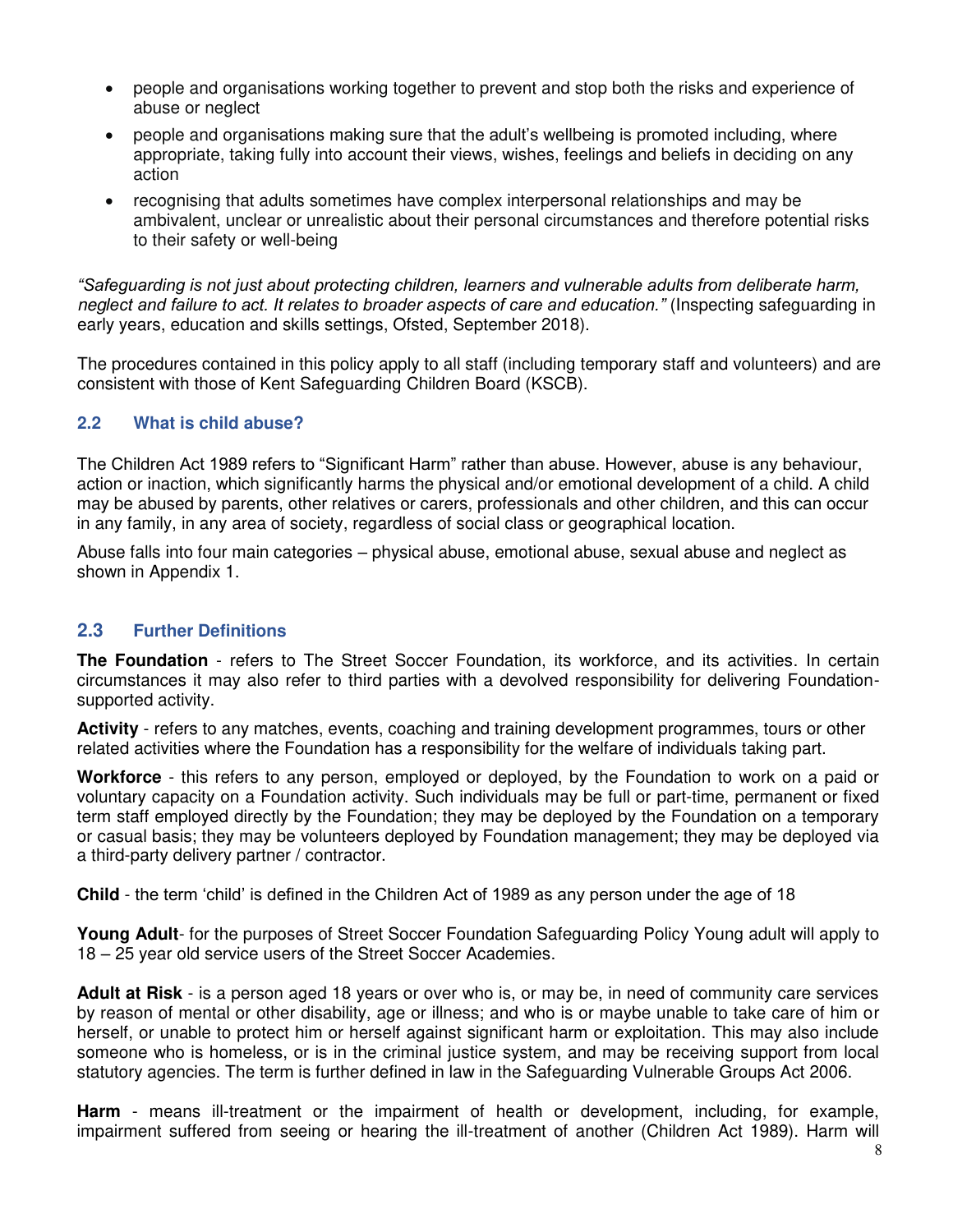- people and organisations working together to prevent and stop both the risks and experience of abuse or neglect
- people and organisations making sure that the adult's wellbeing is promoted including, where appropriate, taking fully into account their views, wishes, feelings and beliefs in deciding on any action
- recognising that adults sometimes have complex interpersonal relationships and may be ambivalent, unclear or unrealistic about their personal circumstances and therefore potential risks to their safety or well-being

*"Safeguarding is not just about protecting children, learners and vulnerable adults from deliberate harm, neglect and failure to act. It relates to broader aspects of care and education."* (Inspecting safeguarding in early years, education and skills settings, Ofsted, September 2018).

The procedures contained in this policy apply to all staff (including temporary staff and volunteers) and are consistent with those of Kent Safeguarding Children Board (KSCB).

### 2.2 What is child abuse?

The Children Act 1989 refers to "Significant Harm" rather than abuse. However, abuse is any behaviour, action or inaction, which significantly harms the physical and/or emotional development of a child. A child may be abused by parents, other relatives or carers, professionals and other children, and this can occur in any family, in any area of society, regardless of social class or geographical location.

Abuse falls into four main categories – physical abuse, emotional abuse, sexual abuse and neglect as shown in Appendix 1.

### 2.3 Further Definitions

**The Foundation** - refers to The Street Soccer Foundation, its workforce, and its activities. In certain circumstances it may also refer to third parties with a devolved responsibility for delivering Foundation-supported activity.

**Activity** - refers to any matches, events, coaching and training development programmes, tours or other related activities where the Foundation has a responsibility for the welfare of individuals taking part.

**Workforce** - this refers to any person, employed or deployed, by the Foundation to work on a paid or voluntary capacity on a Foundation activity. Such individuals may be full or part-time, permanent or fixed term staff employed directly by the Foundation; they may be deployed by the Foundation on a temporary or casual basis; they may be volunteers deployed by Foundation management; they may be deployed via a third-party delivery partner / contractor.

**Child** - the term 'child' is defined in the Children Act of 1989 as any person under the age of 18

**Young Adult**- for the purposes of Street Soccer Foundation Safeguarding Policy Young adult will apply to 18 – 25 year old service users of the Street Soccer Academies.

**Adult at Risk** - is a person aged 18 years or over who is, or may be, in need of community care services by reason of mental or other disability, age or illness; and who is or maybe unable to take care of him or herself, or unable to protect him or herself against significant harm or exploitation. This may also include someone who is homeless, or is in the criminal justice system, and may be receiving support from local statutory agencies. The term is further defined in law in the Safeguarding Vulnerable Groups Act 2006.

**Harm** - means ill-treatment or the impairment of health or development, including, for example, impairment suffered from seeing or hearing the ill-treatment of another (Children Act 1989). Harm will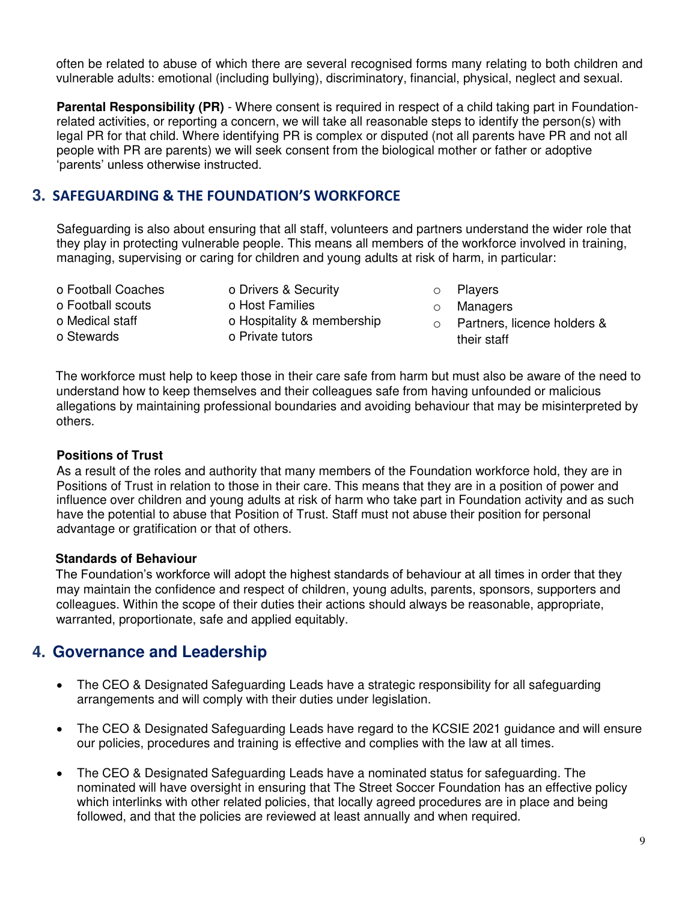often be related to abuse of which there are several recognised forms many relating to both children and vulnerable adults: emotional (including bullying), discriminatory, financial, physical, neglect and sexual.

**Parental Responsibility (PR)** - Where consent is required in respect of a child taking part in Foundation-related activities, or reporting a concern, we will take all reasonable steps to identify the person(s) with legal PR for that child. Where identifying PR is complex or disputed (not all parents have PR and not all people with PR are parents) we will seek consent from the biological mother or father or adoptive 'parents' unless otherwise instructed.

## 3. SAFEGUARDING & THE FOUNDATION'S WORKFORCE

Safeguarding is also about ensuring that all staff, volunteers and partners understand the wider role that they play in protecting vulnerable people. This means all members of the workforce involved in training, managing, supervising or caring for children and young adults at risk of harm, in particular:

- Football Coaches
- Football scouts
- Medical staff
- Stewards
- Drivers & Security
- Host Families
- Hospitality & membership
- Private tutors
- Players
- Managers
- Partners, licence holders & their staff

The workforce must help to keep those in their care safe from harm but must also be aware of the need to understand how to keep themselves and their colleagues safe from having unfounded or malicious allegations by maintaining professional boundaries and avoiding behaviour that may be misinterpreted by others.

**Positions of Trust**
As a result of the roles and authority that many members of the Foundation workforce hold, they are in Positions of Trust in relation to those in their care. This means that they are in a position of power and influence over children and young adults at risk of harm who take part in Foundation activity and as such have the potential to abuse that Position of Trust. Staff must not abuse their position for personal advantage or gratification or that of others.

**Standards of Behaviour**
The Foundation's workforce will adopt the highest standards of behaviour at all times in order that they may maintain the confidence and respect of children, young adults, parents, sponsors, supporters and colleagues. Within the scope of their duties their actions should always be reasonable, appropriate, warranted, proportionate, safe and applied equitably.

## 4. Governance and Leadership

- The CEO & Designated Safeguarding Leads have a strategic responsibility for all safeguarding arrangements and will comply with their duties under legislation.
- The CEO & Designated Safeguarding Leads have regard to the KCSIE 2021 guidance and will ensure our policies, procedures and training is effective and complies with the law at all times.
- The CEO & Designated Safeguarding Leads have a nominated status for safeguarding. The nominated will have oversight in ensuring that The Street Soccer Foundation has an effective policy which interlinks with other related policies, that locally agreed procedures are in place and being followed, and that the policies are reviewed at least annually and when required.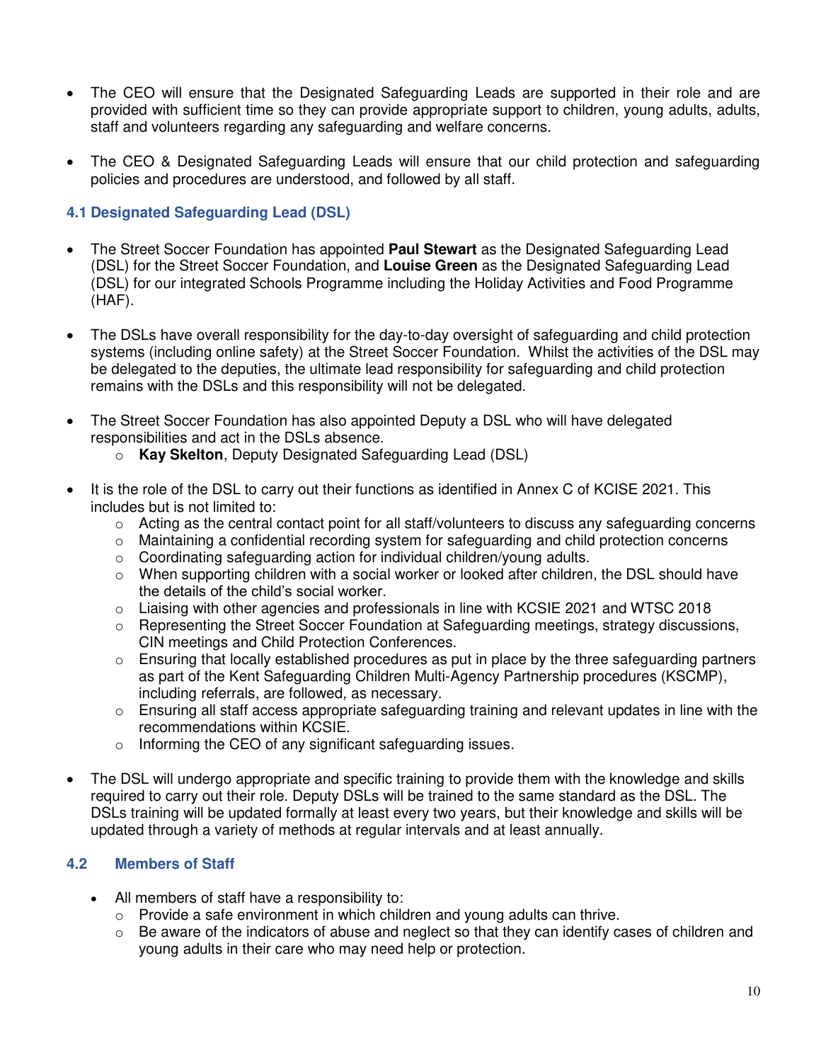- The CEO will ensure that the Designated Safeguarding Leads are supported in their role and are provided with sufficient time so they can provide appropriate support to children, young adults, adults, staff and volunteers regarding any safeguarding and welfare concerns.

- The CEO & Designated Safeguarding Leads will ensure that our child protection and safeguarding policies and procedures are understood, and followed by all staff.

### 4.1 Designated Safeguarding Lead (DSL)

- The Street Soccer Foundation has appointed **Paul Stewart** as the Designated Safeguarding Lead (DSL) for the Street Soccer Foundation, and **Louise Green** as the Designated Safeguarding Lead (DSL) for our integrated Schools Programme including the Holiday Activities and Food Programme (HAF).

- The DSLs have overall responsibility for the day-to-day oversight of safeguarding and child protection systems (including online safety) at the Street Soccer Foundation. Whilst the activities of the DSL may be delegated to the deputies, the ultimate lead responsibility for safeguarding and child protection remains with the DSLs and this responsibility will not be delegated.

- The Street Soccer Foundation has also appointed Deputy a DSL who will have delegated responsibilities and act in the DSLs absence.
    - **Kay Skelton**, Deputy Designated Safeguarding Lead (DSL)

- It is the role of the DSL to carry out their functions as identified in Annex C of KCISE 2021. This includes but is not limited to:
    - Acting as the central contact point for all staff/volunteers to discuss any safeguarding concerns
    - Maintaining a confidential recording system for safeguarding and child protection concerns
    - Coordinating safeguarding action for individual children/young adults.
    - When supporting children with a social worker or looked after children, the DSL should have the details of the child's social worker.
    - Liaising with other agencies and professionals in line with KCSIE 2021 and WTSC 2018
    - Representing the Street Soccer Foundation at Safeguarding meetings, strategy discussions, CIN meetings and Child Protection Conferences.
    - Ensuring that locally established procedures as put in place by the three safeguarding partners as part of the Kent Safeguarding Children Multi-Agency Partnership procedures (KSCMP), including referrals, are followed, as necessary.
    - Ensuring all staff access appropriate safeguarding training and relevant updates in line with the recommendations within KCSIE.
    - Informing the CEO of any significant safeguarding issues.

- The DSL will undergo appropriate and specific training to provide them with the knowledge and skills required to carry out their role. Deputy DSLs will be trained to the same standard as the DSL. The DSLs training will be updated formally at least every two years, but their knowledge and skills will be updated through a variety of methods at regular intervals and at least annually.

### 4.2 Members of Staff

- All members of staff have a responsibility to:
    - Provide a safe environment in which children and young adults can thrive.
    - Be aware of the indicators of abuse and neglect so that they can identify cases of children and young adults in their care who may need help or protection.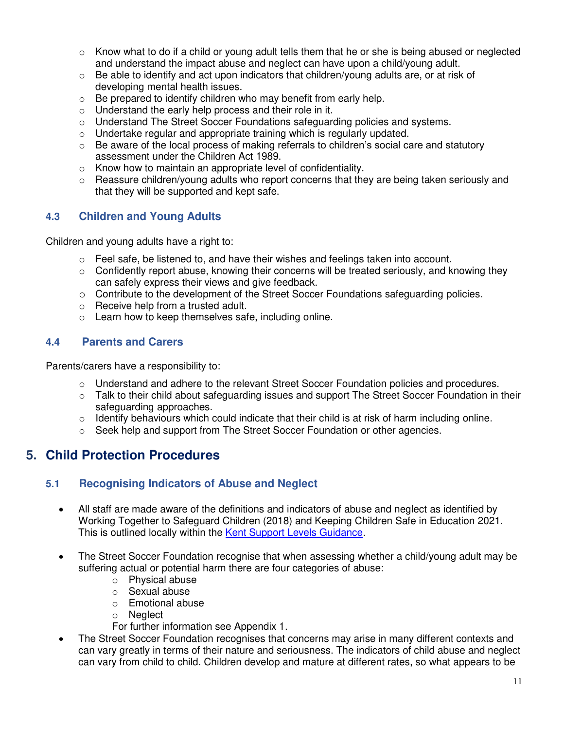- Know what to do if a child or young adult tells them that he or she is being abused or neglected and understand the impact abuse and neglect can have upon a child/young adult.
- Be able to identify and act upon indicators that children/young adults are, or at risk of developing mental health issues.
- Be prepared to identify children who may benefit from early help.
- Understand the early help process and their role in it.
- Understand The Street Soccer Foundations safeguarding policies and systems.
- Undertake regular and appropriate training which is regularly updated.
- Be aware of the local process of making referrals to children's social care and statutory assessment under the Children Act 1989.
- Know how to maintain an appropriate level of confidentiality.
- Reassure children/young adults who report concerns that they are being taken seriously and that they will be supported and kept safe.

### 4.3 Children and Young Adults

Children and young adults have a right to:

- Feel safe, be listened to, and have their wishes and feelings taken into account.
- Confidently report abuse, knowing their concerns will be treated seriously, and knowing they can safely express their views and give feedback.
- Contribute to the development of the Street Soccer Foundations safeguarding policies.
- Receive help from a trusted adult.
- Learn how to keep themselves safe, including online.

### 4.4 Parents and Carers

Parents/carers have a responsibility to:

- Understand and adhere to the relevant Street Soccer Foundation policies and procedures.
- Talk to their child about safeguarding issues and support The Street Soccer Foundation in their safeguarding approaches.
- Identify behaviours which could indicate that their child is at risk of harm including online.
- Seek help and support from The Street Soccer Foundation or other agencies.

## 5. Child Protection Procedures

### 5.1 Recognising Indicators of Abuse and Neglect

- All staff are made aware of the definitions and indicators of abuse and neglect as identified by Working Together to Safeguard Children (2018) and Keeping Children Safe in Education 2021. This is outlined locally within the [Kent Support Levels Guidance](Kent Support Levels Guidance).

- The Street Soccer Foundation recognise that when assessing whether a child/young adult may be suffering actual or potential harm there are four categories of abuse:
  - Physical abuse
  - Sexual abuse
  - Emotional abuse
  - Neglect

  For further information see Appendix 1.
- The Street Soccer Foundation recognises that concerns may arise in many different contexts and can vary greatly in terms of their nature and seriousness. The indicators of child abuse and neglect can vary from child to child. Children develop and mature at different rates, so what appears to be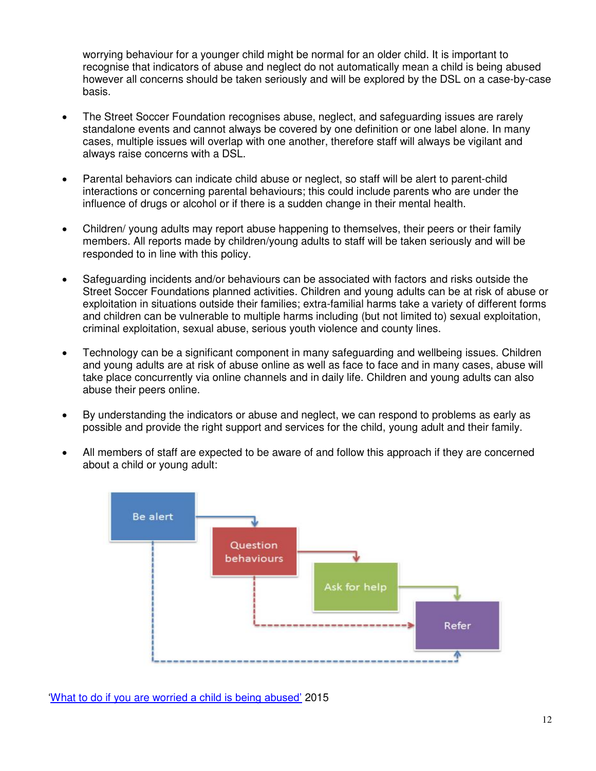worrying behaviour for a younger child might be normal for an older child. It is important to recognise that indicators of abuse and neglect do not automatically mean a child is being abused however all concerns should be taken seriously and will be explored by the DSL on a case-by-case basis.

- The Street Soccer Foundation recognises abuse, neglect, and safeguarding issues are rarely standalone events and cannot always be covered by one definition or one label alone. In many cases, multiple issues will overlap with one another, therefore staff will always be vigilant and always raise concerns with a DSL.

- Parental behaviors can indicate child abuse or neglect, so staff will be alert to parent-child interactions or concerning parental behaviours; this could include parents who are under the influence of drugs or alcohol or if there is a sudden change in their mental health.

- Children/ young adults may report abuse happening to themselves, their peers or their family members. All reports made by children/young adults to staff will be taken seriously and will be responded to in line with this policy.

- Safeguarding incidents and/or behaviours can be associated with factors and risks outside the Street Soccer Foundations planned activities. Children and young adults can be at risk of abuse or exploitation in situations outside their families; extra-familial harms take a variety of different forms and children can be vulnerable to multiple harms including (but not limited to) sexual exploitation, criminal exploitation, sexual abuse, serious youth violence and county lines.

- Technology can be a significant component in many safeguarding and wellbeing issues. Children and young adults are at risk of abuse online as well as face to face and in many cases, abuse will take place concurrently via online channels and in daily life. Children and young adults can also abuse their peers online.

- By understanding the indicators or abuse and neglect, we can respond to problems as early as possible and provide the right support and services for the child, young adult and their family.

- All members of staff are expected to be aware of and follow this approach if they are concerned about a child or young adult:

Be alert → Question behaviours → Ask for help → Refer

['What to do if you are worried a child is being abused'](#) 2015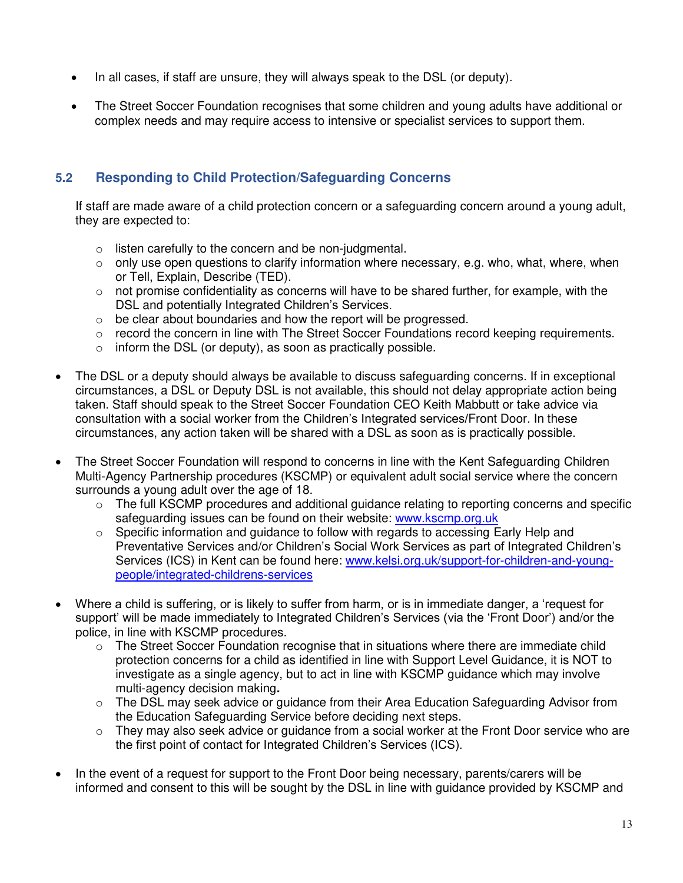- In all cases, if staff are unsure, they will always speak to the DSL (or deputy).

- The Street Soccer Foundation recognises that some children and young adults have additional or complex needs and may require access to intensive or specialist services to support them.

## 5.2 Responding to Child Protection/Safeguarding Concerns

If staff are made aware of a child protection concern or a safeguarding concern around a young adult, they are expected to:

- listen carefully to the concern and be non-judgmental.
- only use open questions to clarify information where necessary, e.g. who, what, where, when or Tell, Explain, Describe (TED).
- not promise confidentiality as concerns will have to be shared further, for example, with the DSL and potentially Integrated Children's Services.
- be clear about boundaries and how the report will be progressed.
- record the concern in line with The Street Soccer Foundations record keeping requirements.
- inform the DSL (or deputy), as soon as practically possible.

- The DSL or a deputy should always be available to discuss safeguarding concerns. If in exceptional circumstances, a DSL or Deputy DSL is not available, this should not delay appropriate action being taken. Staff should speak to the Street Soccer Foundation CEO Keith Mabbutt or take advice via consultation with a social worker from the Children's Integrated services/Front Door. In these circumstances, any action taken will be shared with a DSL as soon as is practically possible.

- The Street Soccer Foundation will respond to concerns in line with the Kent Safeguarding Children Multi-Agency Partnership procedures (KSCMP) or equivalent adult social service where the concern surrounds a young adult over the age of 18.
  - The full KSCMP procedures and additional guidance relating to reporting concerns and specific safeguarding issues can be found on their website: [www.kscmp.org.uk](http://www.kscmp.org.uk)
  - Specific information and guidance to follow with regards to accessing Early Help and Preventative Services and/or Children's Social Work Services as part of Integrated Children's Services (ICS) in Kent can be found here: [www.kelsi.org.uk/support-for-children-and-young-people/integrated-childrens-services](http://www.kelsi.org.uk/support-for-children-and-young-people/integrated-childrens-services)

- Where a child is suffering, or is likely to suffer from harm, or is in immediate danger, a 'request for support' will be made immediately to Integrated Children's Services (via the 'Front Door') and/or the police, in line with KSCMP procedures.
  - The Street Soccer Foundation recognise that in situations where there are immediate child protection concerns for a child as identified in line with Support Level Guidance, it is NOT to investigate as a single agency, but to act in line with KSCMP guidance which may involve multi-agency decision making**.**
  - The DSL may seek advice or guidance from their Area Education Safeguarding Advisor from the Education Safeguarding Service before deciding next steps.
  - They may also seek advice or guidance from a social worker at the Front Door service who are the first point of contact for Integrated Children's Services (ICS).

- In the event of a request for support to the Front Door being necessary, parents/carers will be informed and consent to this will be sought by the DSL in line with guidance provided by KSCMP and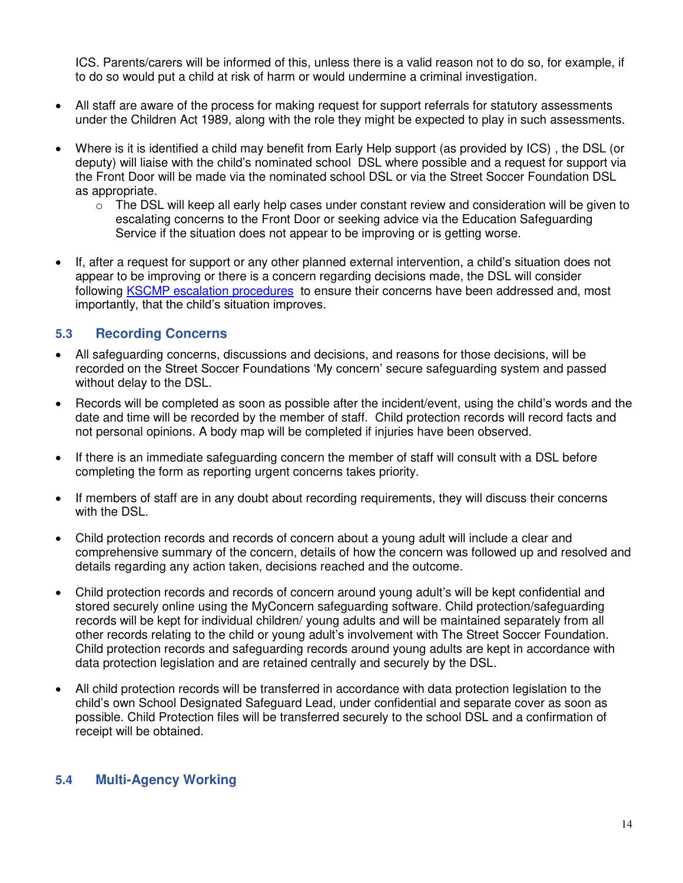ICS. Parents/carers will be informed of this, unless there is a valid reason not to do so, for example, if to do so would put a child at risk of harm or would undermine a criminal investigation.

- All staff are aware of the process for making request for support referrals for statutory assessments under the Children Act 1989, along with the role they might be expected to play in such assessments.

- Where is it is identified a child may benefit from Early Help support (as provided by ICS) , the DSL (or deputy) will liaise with the child's nominated school DSL where possible and a request for support via the Front Door will be made via the nominated school DSL or via the Street Soccer Foundation DSL as appropriate.
  - The DSL will keep all early help cases under constant review and consideration will be given to escalating concerns to the Front Door or seeking advice via the Education Safeguarding Service if the situation does not appear to be improving or is getting worse.

- If, after a request for support or any other planned external intervention, a child's situation does not appear to be improving or there is a concern regarding decisions made, the DSL will consider following [KSCMP escalation procedures](KSCMP escalation procedures) to ensure their concerns have been addressed and, most importantly, that the child's situation improves.

## 5.3 Recording Concerns

- All safeguarding concerns, discussions and decisions, and reasons for those decisions, will be recorded on the Street Soccer Foundations 'My concern' secure safeguarding system and passed without delay to the DSL.
- Records will be completed as soon as possible after the incident/event, using the child's words and the date and time will be recorded by the member of staff. Child protection records will record facts and not personal opinions. A body map will be completed if injuries have been observed.
- If there is an immediate safeguarding concern the member of staff will consult with a DSL before completing the form as reporting urgent concerns takes priority.
- If members of staff are in any doubt about recording requirements, they will discuss their concerns with the DSL.
- Child protection records and records of concern about a young adult will include a clear and comprehensive summary of the concern, details of how the concern was followed up and resolved and details regarding any action taken, decisions reached and the outcome.
- Child protection records and records of concern around young adult's will be kept confidential and stored securely online using the MyConcern safeguarding software. Child protection/safeguarding records will be kept for individual children/ young adults and will be maintained separately from all other records relating to the child or young adult's involvement with The Street Soccer Foundation. Child protection records and safeguarding records around young adults are kept in accordance with data protection legislation and are retained centrally and securely by the DSL.
- All child protection records will be transferred in accordance with data protection legislation to the child's own School Designated Safeguard Lead, under confidential and separate cover as soon as possible. Child Protection files will be transferred securely to the school DSL and a confirmation of receipt will be obtained.

## 5.4 Multi-Agency Working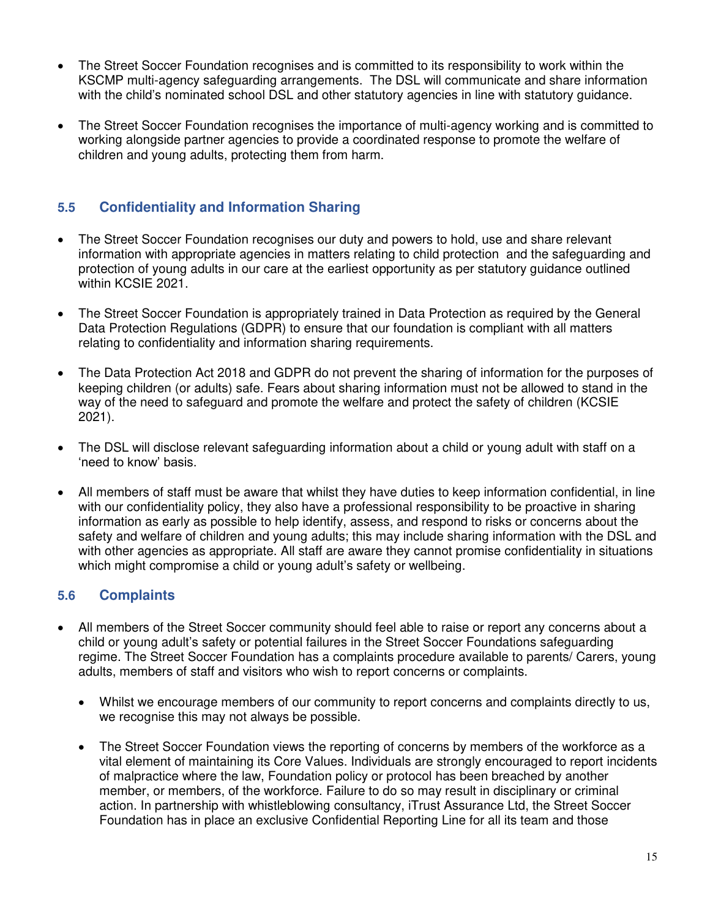- The Street Soccer Foundation recognises and is committed to its responsibility to work within the KSCMP multi-agency safeguarding arrangements. The DSL will communicate and share information with the child's nominated school DSL and other statutory agencies in line with statutory guidance.

- The Street Soccer Foundation recognises the importance of multi-agency working and is committed to working alongside partner agencies to provide a coordinated response to promote the welfare of children and young adults, protecting them from harm.

### 5.5 Confidentiality and Information Sharing

- The Street Soccer Foundation recognises our duty and powers to hold, use and share relevant information with appropriate agencies in matters relating to child protection and the safeguarding and protection of young adults in our care at the earliest opportunity as per statutory guidance outlined within KCSIE 2021.

- The Street Soccer Foundation is appropriately trained in Data Protection as required by the General Data Protection Regulations (GDPR) to ensure that our foundation is compliant with all matters relating to confidentiality and information sharing requirements.

- The Data Protection Act 2018 and GDPR do not prevent the sharing of information for the purposes of keeping children (or adults) safe. Fears about sharing information must not be allowed to stand in the way of the need to safeguard and promote the welfare and protect the safety of children (KCSIE 2021).

- The DSL will disclose relevant safeguarding information about a child or young adult with staff on a 'need to know' basis.

- All members of staff must be aware that whilst they have duties to keep information confidential, in line with our confidentiality policy, they also have a professional responsibility to be proactive in sharing information as early as possible to help identify, assess, and respond to risks or concerns about the safety and welfare of children and young adults; this may include sharing information with the DSL and with other agencies as appropriate. All staff are aware they cannot promise confidentiality in situations which might compromise a child or young adult's safety or wellbeing.

### 5.6 Complaints

- All members of the Street Soccer community should feel able to raise or report any concerns about a child or young adult's safety or potential failures in the Street Soccer Foundations safeguarding regime. The Street Soccer Foundation has a complaints procedure available to parents/ Carers, young adults, members of staff and visitors who wish to report concerns or complaints.

  - Whilst we encourage members of our community to report concerns and complaints directly to us, we recognise this may not always be possible.

  - The Street Soccer Foundation views the reporting of concerns by members of the workforce as a vital element of maintaining its Core Values. Individuals are strongly encouraged to report incidents of malpractice where the law, Foundation policy or protocol has been breached by another member, or members, of the workforce. Failure to do so may result in disciplinary or criminal action. In partnership with whistleblowing consultancy, iTrust Assurance Ltd, the Street Soccer Foundation has in place an exclusive Confidential Reporting Line for all its team and those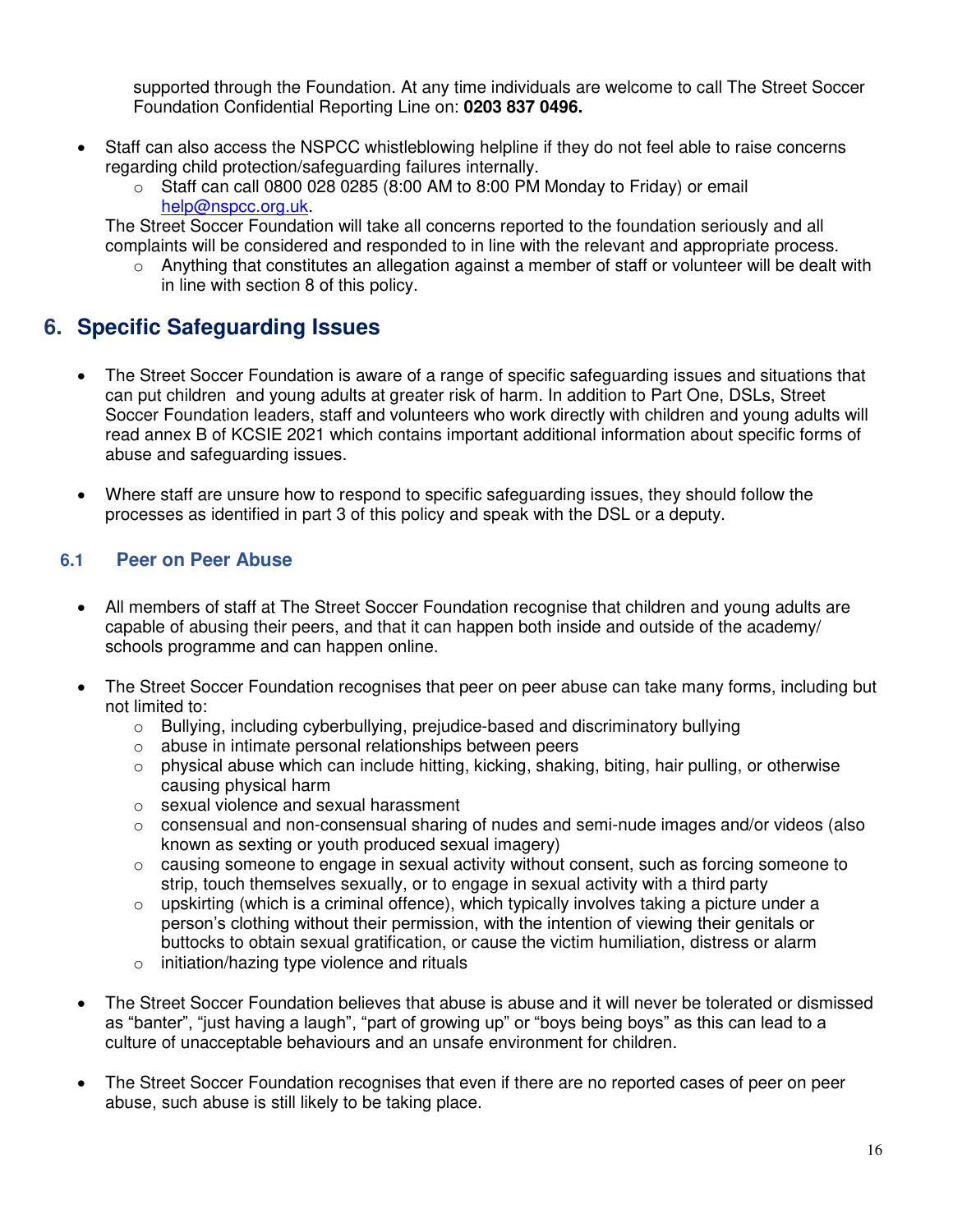supported through the Foundation. At any time individuals are welcome to call The Street Soccer Foundation Confidential Reporting Line on: **0203 837 0496.**

- Staff can also access the NSPCC whistleblowing helpline if they do not feel able to raise concerns regarding child protection/safeguarding failures internally.
    - Staff can call 0800 028 0285 (8:00 AM to 8:00 PM Monday to Friday) or email help@nspcc.org.uk.

  The Street Soccer Foundation will take all concerns reported to the foundation seriously and all complaints will be considered and responded to in line with the relevant and appropriate process.
    - Anything that constitutes an allegation against a member of staff or volunteer will be dealt with in line with section 8 of this policy.

## 6. Specific Safeguarding Issues

- The Street Soccer Foundation is aware of a range of specific safeguarding issues and situations that can put children and young adults at greater risk of harm. In addition to Part One, DSLs, Street Soccer Foundation leaders, staff and volunteers who work directly with children and young adults will read annex B of KCSIE 2021 which contains important additional information about specific forms of abuse and safeguarding issues.

- Where staff are unsure how to respond to specific safeguarding issues, they should follow the processes as identified in part 3 of this policy and speak with the DSL or a deputy.

### 6.1 Peer on Peer Abuse

- All members of staff at The Street Soccer Foundation recognise that children and young adults are capable of abusing their peers, and that it can happen both inside and outside of the academy/ schools programme and can happen online.

- The Street Soccer Foundation recognises that peer on peer abuse can take many forms, including but not limited to:
    - Bullying, including cyberbullying, prejudice-based and discriminatory bullying
    - abuse in intimate personal relationships between peers
    - physical abuse which can include hitting, kicking, shaking, biting, hair pulling, or otherwise causing physical harm
    - sexual violence and sexual harassment
    - consensual and non-consensual sharing of nudes and semi-nude images and/or videos (also known as sexting or youth produced sexual imagery)
    - causing someone to engage in sexual activity without consent, such as forcing someone to strip, touch themselves sexually, or to engage in sexual activity with a third party
    - upskirting (which is a criminal offence), which typically involves taking a picture under a person's clothing without their permission, with the intention of viewing their genitals or buttocks to obtain sexual gratification, or cause the victim humiliation, distress or alarm
    - initiation/hazing type violence and rituals

- The Street Soccer Foundation believes that abuse is abuse and it will never be tolerated or dismissed as "banter", "just having a laugh", "part of growing up" or "boys being boys" as this can lead to a culture of unacceptable behaviours and an unsafe environment for children.

- The Street Soccer Foundation recognises that even if there are no reported cases of peer on peer abuse, such abuse is still likely to be taking place.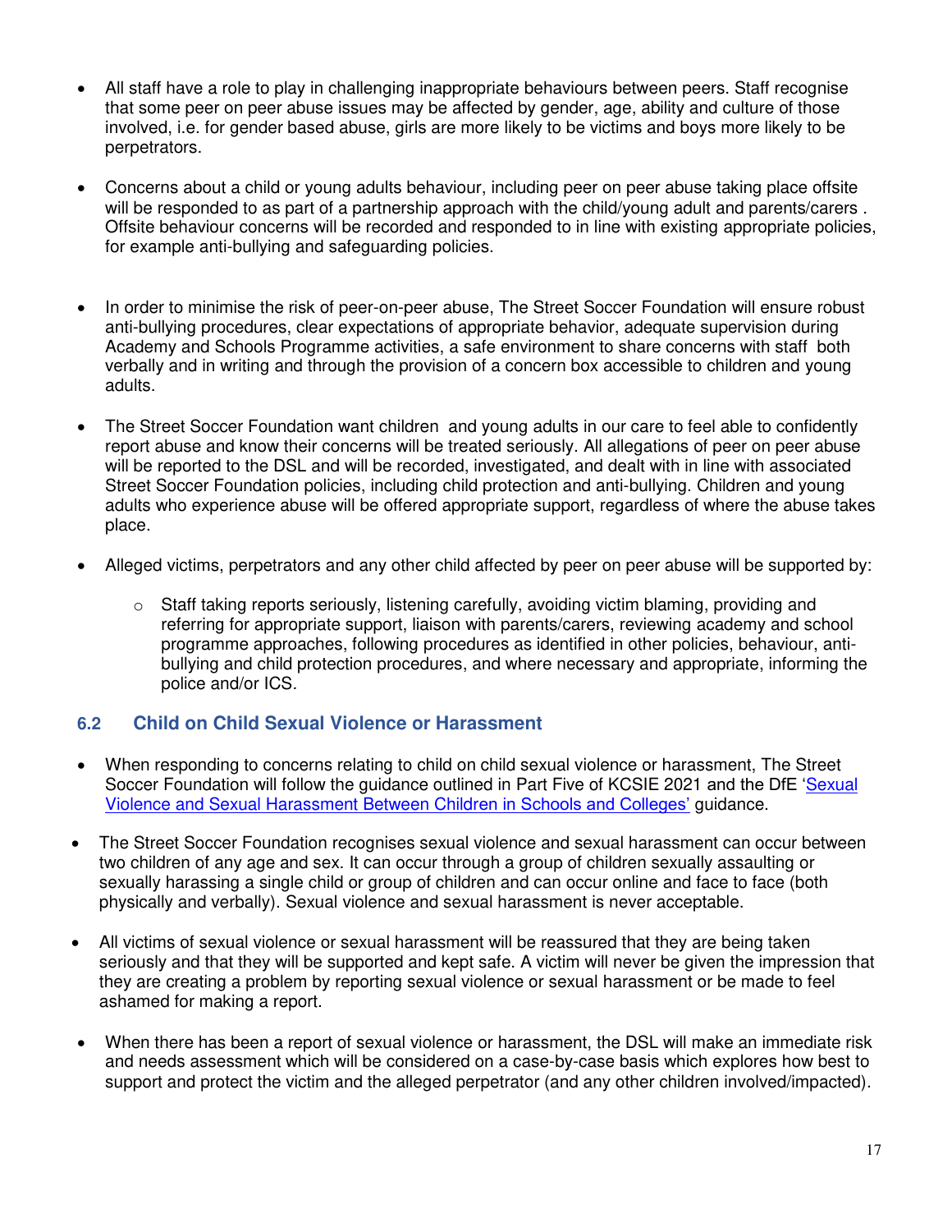- All staff have a role to play in challenging inappropriate behaviours between peers. Staff recognise that some peer on peer abuse issues may be affected by gender, age, ability and culture of those involved, i.e. for gender based abuse, girls are more likely to be victims and boys more likely to be perpetrators.

- Concerns about a child or young adults behaviour, including peer on peer abuse taking place offsite will be responded to as part of a partnership approach with the child/young adult and parents/carers . Offsite behaviour concerns will be recorded and responded to in line with existing appropriate policies, for example anti-bullying and safeguarding policies.

- In order to minimise the risk of peer-on-peer abuse, The Street Soccer Foundation will ensure robust anti-bullying procedures, clear expectations of appropriate behavior, adequate supervision during Academy and Schools Programme activities, a safe environment to share concerns with staff both verbally and in writing and through the provision of a concern box accessible to children and young adults.

- The Street Soccer Foundation want children and young adults in our care to feel able to confidently report abuse and know their concerns will be treated seriously. All allegations of peer on peer abuse will be reported to the DSL and will be recorded, investigated, and dealt with in line with associated Street Soccer Foundation policies, including child protection and anti-bullying. Children and young adults who experience abuse will be offered appropriate support, regardless of where the abuse takes place.

- Alleged victims, perpetrators and any other child affected by peer on peer abuse will be supported by:
    - Staff taking reports seriously, listening carefully, avoiding victim blaming, providing and referring for appropriate support, liaison with parents/carers, reviewing academy and school programme approaches, following procedures as identified in other policies, behaviour, anti-bullying and child protection procedures, and where necessary and appropriate, informing the police and/or ICS.

## 6.2 Child on Child Sexual Violence or Harassment

- When responding to concerns relating to child on child sexual violence or harassment, The Street Soccer Foundation will follow the guidance outlined in Part Five of KCSIE 2021 and the DfE '[Sexual Violence and Sexual Harassment Between Children in Schools and Colleges'](#) guidance.

- The Street Soccer Foundation recognises sexual violence and sexual harassment can occur between two children of any age and sex. It can occur through a group of children sexually assaulting or sexually harassing a single child or group of children and can occur online and face to face (both physically and verbally). Sexual violence and sexual harassment is never acceptable.

- All victims of sexual violence or sexual harassment will be reassured that they are being taken seriously and that they will be supported and kept safe. A victim will never be given the impression that they are creating a problem by reporting sexual violence or sexual harassment or be made to feel ashamed for making a report.

- When there has been a report of sexual violence or harassment, the DSL will make an immediate risk and needs assessment which will be considered on a case-by-case basis which explores how best to support and protect the victim and the alleged perpetrator (and any other children involved/impacted).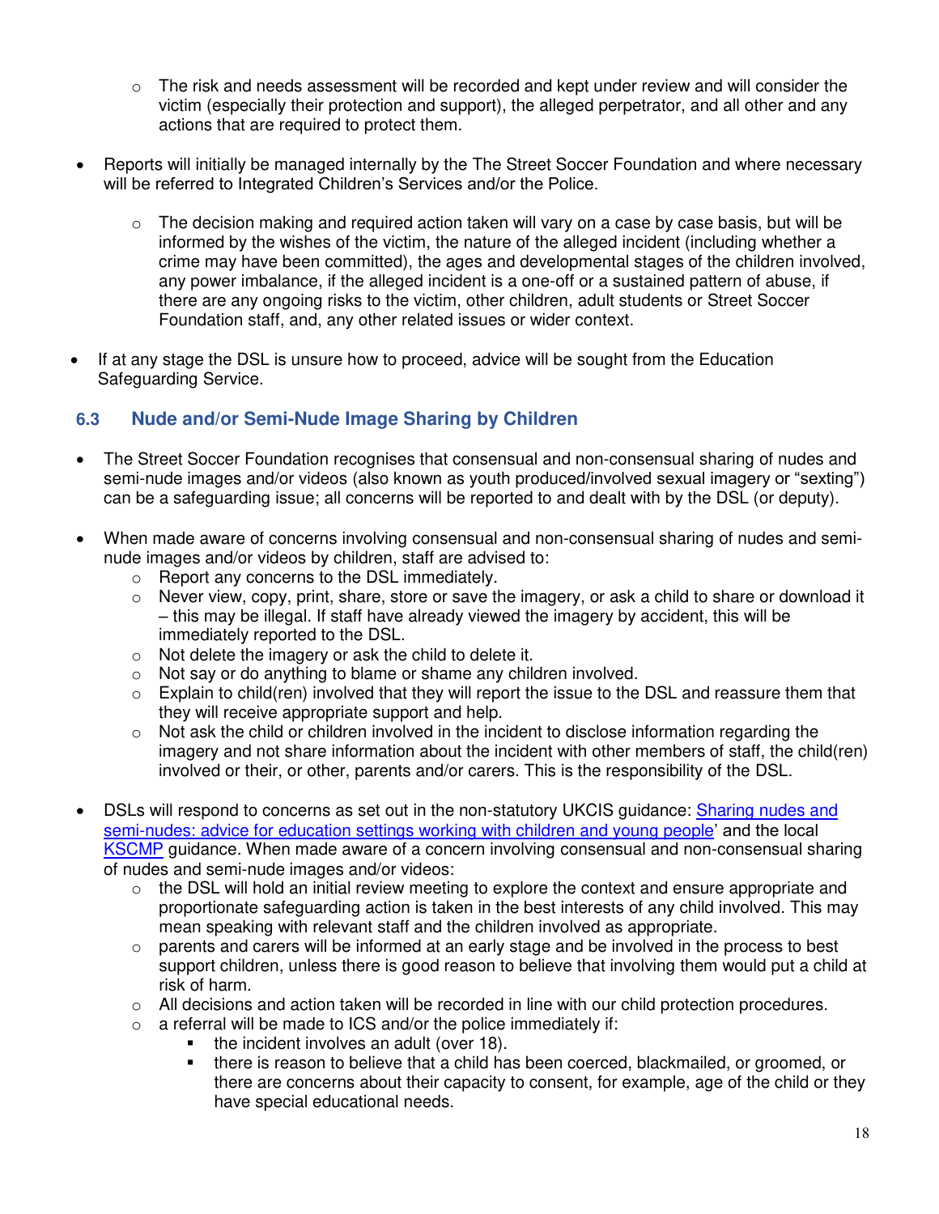- The risk and needs assessment will be recorded and kept under review and will consider the victim (especially their protection and support), the alleged perpetrator, and all other and any actions that are required to protect them.

- Reports will initially be managed internally by the The Street Soccer Foundation and where necessary will be referred to Integrated Children's Services and/or the Police.

   - The decision making and required action taken will vary on a case by case basis, but will be informed by the wishes of the victim, the nature of the alleged incident (including whether a crime may have been committed), the ages and developmental stages of the children involved, any power imbalance, if the alleged incident is a one-off or a sustained pattern of abuse, if there are any ongoing risks to the victim, other children, adult students or Street Soccer Foundation staff, and, any other related issues or wider context.

- If at any stage the DSL is unsure how to proceed, advice will be sought from the Education Safeguarding Service.

### 6.3 Nude and/or Semi-Nude Image Sharing by Children

- The Street Soccer Foundation recognises that consensual and non-consensual sharing of nudes and semi-nude images and/or videos (also known as youth produced/involved sexual imagery or "sexting") can be a safeguarding issue; all concerns will be reported to and dealt with by the DSL (or deputy).

- When made aware of concerns involving consensual and non-consensual sharing of nudes and semi-nude images and/or videos by children, staff are advised to:
   - Report any concerns to the DSL immediately.
   - Never view, copy, print, share, store or save the imagery, or ask a child to share or download it – this may be illegal. If staff have already viewed the imagery by accident, this will be immediately reported to the DSL.
   - Not delete the imagery or ask the child to delete it.
   - Not say or do anything to blame or shame any children involved.
   - Explain to child(ren) involved that they will report the issue to the DSL and reassure them that they will receive appropriate support and help.
   - Not ask the child or children involved in the incident to disclose information regarding the imagery and not share information about the incident with other members of staff, the child(ren) involved or their, or other, parents and/or carers. This is the responsibility of the DSL.

- DSLs will respond to concerns as set out in the non-statutory UKCIS guidance: Sharing nudes and semi-nudes: advice for education settings working with children and young people' and the local KSCMP guidance. When made aware of a concern involving consensual and non-consensual sharing of nudes and semi-nude images and/or videos:
   - the DSL will hold an initial review meeting to explore the context and ensure appropriate and proportionate safeguarding action is taken in the best interests of any child involved. This may mean speaking with relevant staff and the children involved as appropriate.
   - parents and carers will be informed at an early stage and be involved in the process to best support children, unless there is good reason to believe that involving them would put a child at risk of harm.
   - All decisions and action taken will be recorded in line with our child protection procedures.
   - a referral will be made to ICS and/or the police immediately if:
      - the incident involves an adult (over 18).
      - there is reason to believe that a child has been coerced, blackmailed, or groomed, or there are concerns about their capacity to consent, for example, age of the child or they have special educational needs.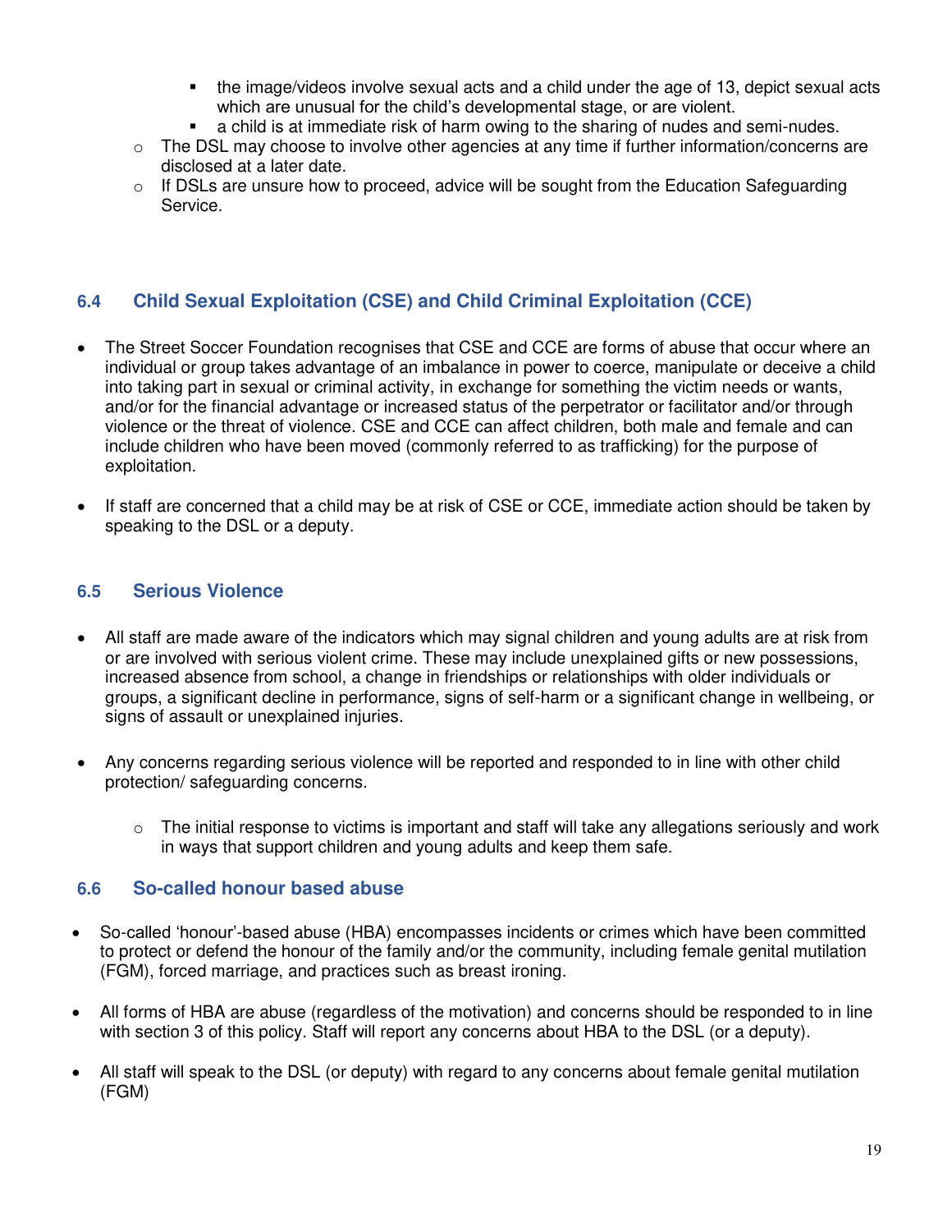- the image/videos involve sexual acts and a child under the age of 13, depict sexual acts which are unusual for the child's developmental stage, or are violent.
    - a child is at immediate risk of harm owing to the sharing of nudes and semi-nudes.
  - The DSL may choose to involve other agencies at any time if further information/concerns are disclosed at a later date.
  - If DSLs are unsure how to proceed, advice will be sought from the Education Safeguarding Service.

### 6.4 Child Sexual Exploitation (CSE) and Child Criminal Exploitation (CCE)

- The Street Soccer Foundation recognises that CSE and CCE are forms of abuse that occur where an individual or group takes advantage of an imbalance in power to coerce, manipulate or deceive a child into taking part in sexual or criminal activity, in exchange for something the victim needs or wants, and/or for the financial advantage or increased status of the perpetrator or facilitator and/or through violence or the threat of violence. CSE and CCE can affect children, both male and female and can include children who have been moved (commonly referred to as trafficking) for the purpose of exploitation.

- If staff are concerned that a child may be at risk of CSE or CCE, immediate action should be taken by speaking to the DSL or a deputy.

### 6.5 Serious Violence

- All staff are made aware of the indicators which may signal children and young adults are at risk from or are involved with serious violent crime. These may include unexplained gifts or new possessions, increased absence from school, a change in friendships or relationships with older individuals or groups, a significant decline in performance, signs of self-harm or a significant change in wellbeing, or signs of assault or unexplained injuries.

- Any concerns regarding serious violence will be reported and responded to in line with other child protection/ safeguarding concerns.

  - The initial response to victims is important and staff will take any allegations seriously and work in ways that support children and young adults and keep them safe.

### 6.6 So-called honour based abuse

- So-called 'honour'-based abuse (HBA) encompasses incidents or crimes which have been committed to protect or defend the honour of the family and/or the community, including female genital mutilation (FGM), forced marriage, and practices such as breast ironing.

- All forms of HBA are abuse (regardless of the motivation) and concerns should be responded to in line with section 3 of this policy. Staff will report any concerns about HBA to the DSL (or a deputy).

- All staff will speak to the DSL (or deputy) with regard to any concerns about female genital mutilation (FGM)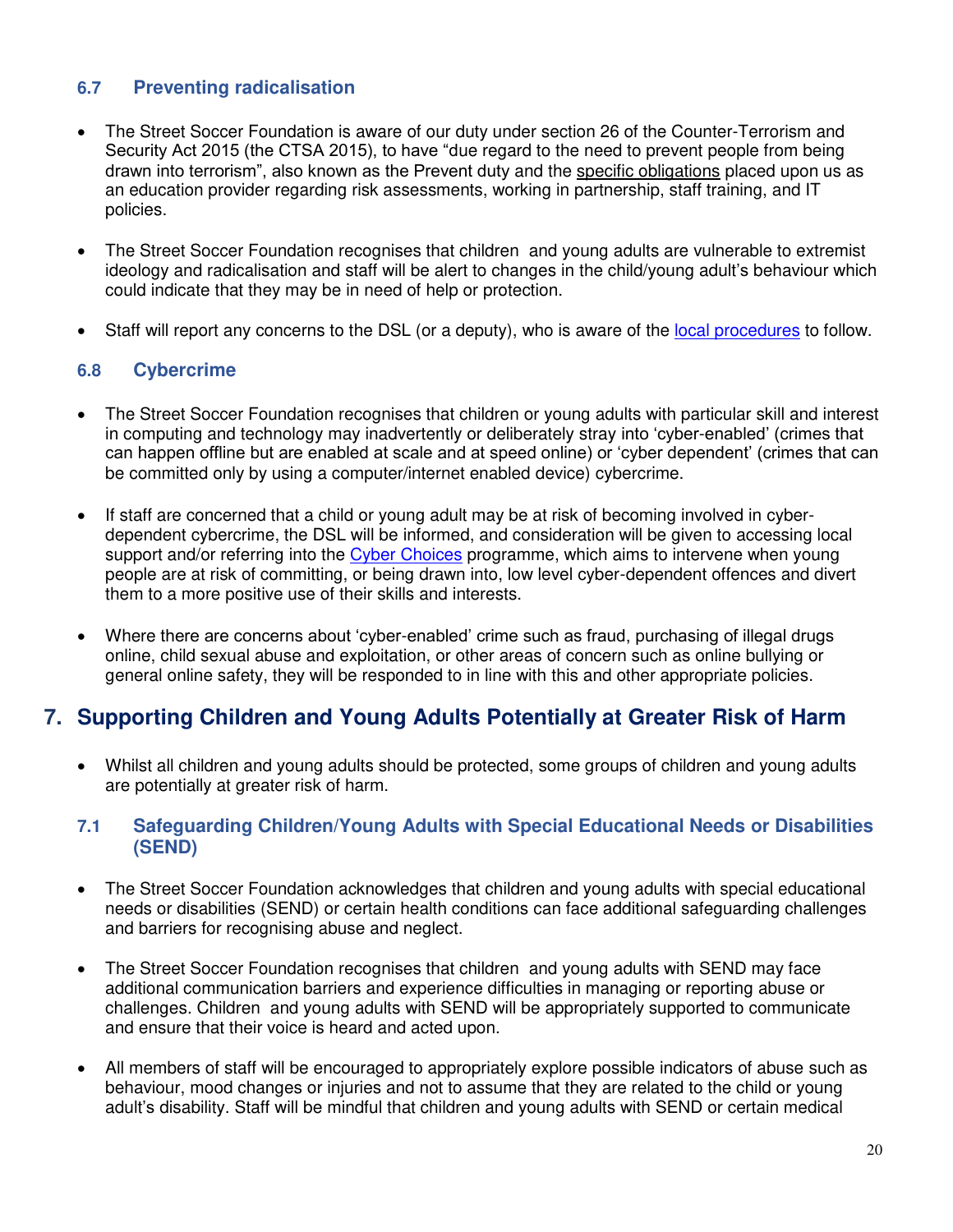### 6.7 Preventing radicalisation

- The Street Soccer Foundation is aware of our duty under section 26 of the Counter-Terrorism and Security Act 2015 (the CTSA 2015), to have “due regard to the need to prevent people from being drawn into terrorism”, also known as the Prevent duty and the specific obligations placed upon us as an education provider regarding risk assessments, working in partnership, staff training, and IT policies.

- The Street Soccer Foundation recognises that children and young adults are vulnerable to extremist ideology and radicalisation and staff will be alert to changes in the child/young adult’s behaviour which could indicate that they may be in need of help or protection.

- Staff will report any concerns to the DSL (or a deputy), who is aware of the local procedures to follow.

### 6.8 Cybercrime

- The Street Soccer Foundation recognises that children or young adults with particular skill and interest in computing and technology may inadvertently or deliberately stray into ‘cyber-enabled’ (crimes that can happen offline but are enabled at scale and at speed online) or ‘cyber dependent’ (crimes that can be committed only by using a computer/internet enabled device) cybercrime.

- If staff are concerned that a child or young adult may be at risk of becoming involved in cyber-dependent cybercrime, the DSL will be informed, and consideration will be given to accessing local support and/or referring into the Cyber Choices programme, which aims to intervene when young people are at risk of committing, or being drawn into, low level cyber-dependent offences and divert them to a more positive use of their skills and interests.

- Where there are concerns about ‘cyber-enabled’ crime such as fraud, purchasing of illegal drugs online, child sexual abuse and exploitation, or other areas of concern such as online bullying or general online safety, they will be responded to in line with this and other appropriate policies.

## 7. Supporting Children and Young Adults Potentially at Greater Risk of Harm

- Whilst all children and young adults should be protected, some groups of children and young adults are potentially at greater risk of harm.

### 7.1 Safeguarding Children/Young Adults with Special Educational Needs or Disabilities (SEND)

- The Street Soccer Foundation acknowledges that children and young adults with special educational needs or disabilities (SEND) or certain health conditions can face additional safeguarding challenges and barriers for recognising abuse and neglect.

- The Street Soccer Foundation recognises that children and young adults with SEND may face additional communication barriers and experience difficulties in managing or reporting abuse or challenges. Children and young adults with SEND will be appropriately supported to communicate and ensure that their voice is heard and acted upon.

- All members of staff will be encouraged to appropriately explore possible indicators of abuse such as behaviour, mood changes or injuries and not to assume that they are related to the child or young adult’s disability. Staff will be mindful that children and young adults with SEND or certain medical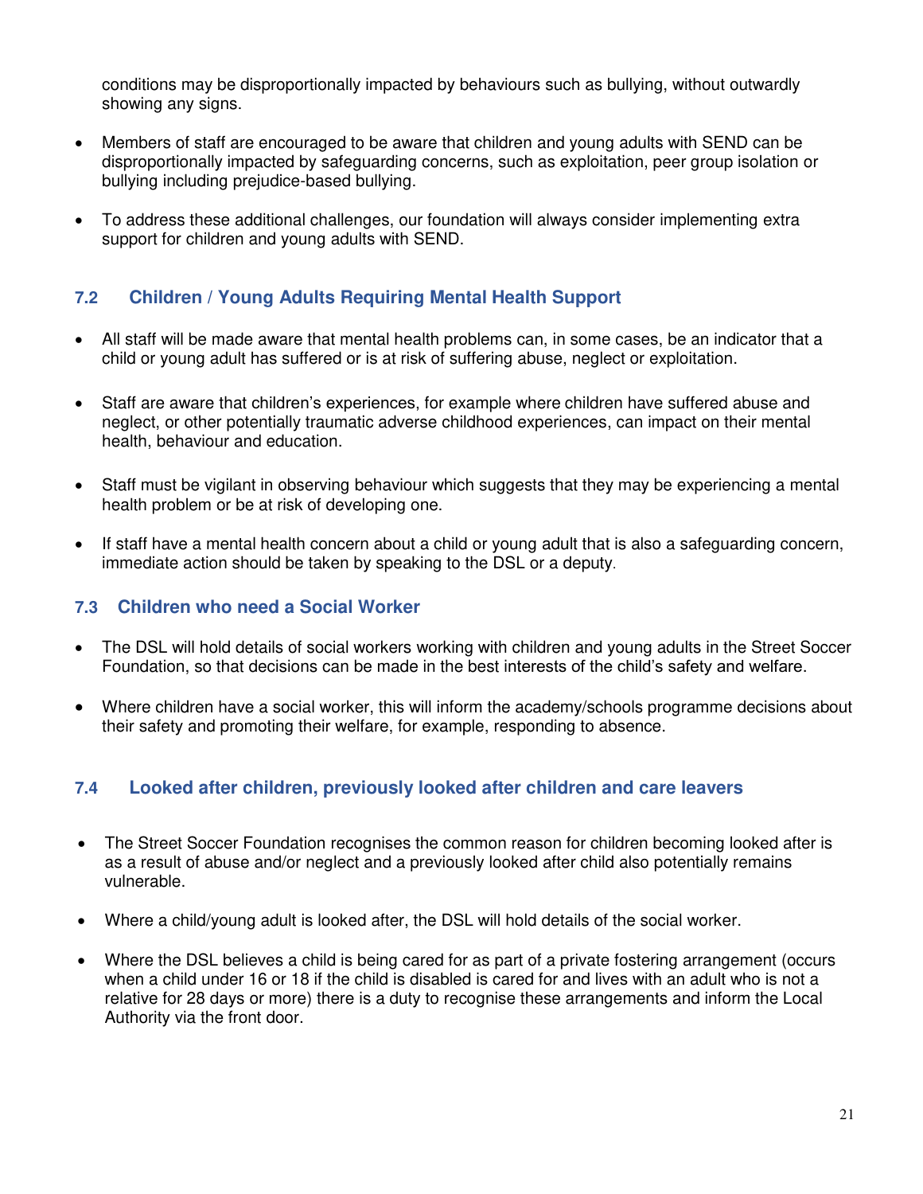conditions may be disproportionally impacted by behaviours such as bullying, without outwardly showing any signs.

- Members of staff are encouraged to be aware that children and young adults with SEND can be disproportionally impacted by safeguarding concerns, such as exploitation, peer group isolation or bullying including prejudice-based bullying.
- To address these additional challenges, our foundation will always consider implementing extra support for children and young adults with SEND.

### 7.2 Children / Young Adults Requiring Mental Health Support

- All staff will be made aware that mental health problems can, in some cases, be an indicator that a child or young adult has suffered or is at risk of suffering abuse, neglect or exploitation.
- Staff are aware that children's experiences, for example where children have suffered abuse and neglect, or other potentially traumatic adverse childhood experiences, can impact on their mental health, behaviour and education.
- Staff must be vigilant in observing behaviour which suggests that they may be experiencing a mental health problem or be at risk of developing one.
- If staff have a mental health concern about a child or young adult that is also a safeguarding concern, immediate action should be taken by speaking to the DSL or a deputy.

### 7.3 Children who need a Social Worker

- The DSL will hold details of social workers working with children and young adults in the Street Soccer Foundation, so that decisions can be made in the best interests of the child's safety and welfare.
- Where children have a social worker, this will inform the academy/schools programme decisions about their safety and promoting their welfare, for example, responding to absence.

### 7.4 Looked after children, previously looked after children and care leavers

- The Street Soccer Foundation recognises the common reason for children becoming looked after is as a result of abuse and/or neglect and a previously looked after child also potentially remains vulnerable.
- Where a child/young adult is looked after, the DSL will hold details of the social worker.
- Where the DSL believes a child is being cared for as part of a private fostering arrangement (occurs when a child under 16 or 18 if the child is disabled is cared for and lives with an adult who is not a relative for 28 days or more) there is a duty to recognise these arrangements and inform the Local Authority via the front door.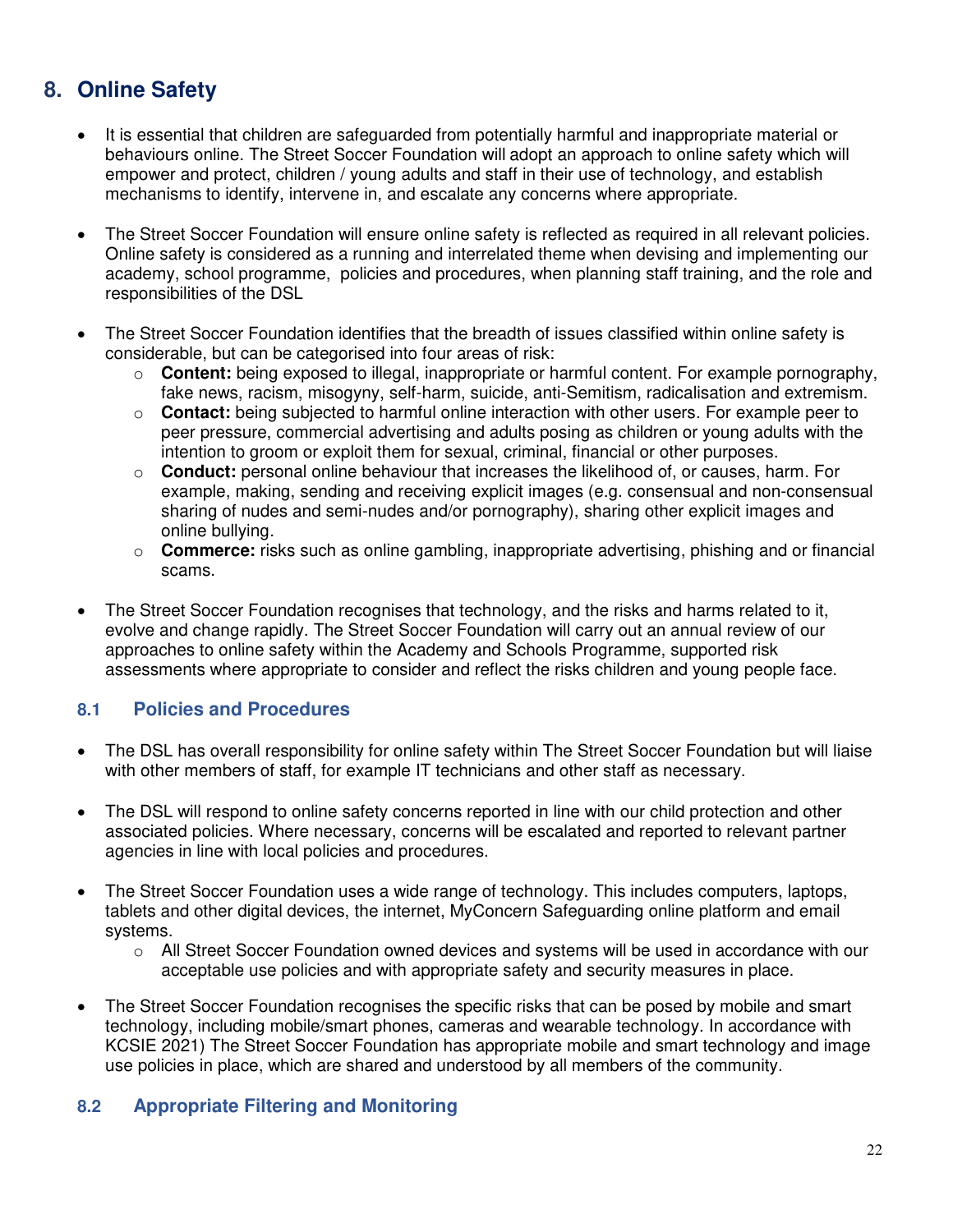## 8. Online Safety

- It is essential that children are safeguarded from potentially harmful and inappropriate material or behaviours online. The Street Soccer Foundation will adopt an approach to online safety which will empower and protect, children / young adults and staff in their use of technology, and establish mechanisms to identify, intervene in, and escalate any concerns where appropriate.

- The Street Soccer Foundation will ensure online safety is reflected as required in all relevant policies. Online safety is considered as a running and interrelated theme when devising and implementing our academy, school programme, policies and procedures, when planning staff training, and the role and responsibilities of the DSL

- The Street Soccer Foundation identifies that the breadth of issues classified within online safety is considerable, but can be categorised into four areas of risk:
  - **Content:** being exposed to illegal, inappropriate or harmful content. For example pornography, fake news, racism, misogyny, self-harm, suicide, anti-Semitism, radicalisation and extremism.
  - **Contact:** being subjected to harmful online interaction with other users. For example peer to peer pressure, commercial advertising and adults posing as children or young adults with the intention to groom or exploit them for sexual, criminal, financial or other purposes.
  - **Conduct:** personal online behaviour that increases the likelihood of, or causes, harm. For example, making, sending and receiving explicit images (e.g. consensual and non-consensual sharing of nudes and semi-nudes and/or pornography), sharing other explicit images and online bullying.
  - **Commerce:** risks such as online gambling, inappropriate advertising, phishing and or financial scams.

- The Street Soccer Foundation recognises that technology, and the risks and harms related to it, evolve and change rapidly. The Street Soccer Foundation will carry out an annual review of our approaches to online safety within the Academy and Schools Programme, supported risk assessments where appropriate to consider and reflect the risks children and young people face.

### 8.1 Policies and Procedures

- The DSL has overall responsibility for online safety within The Street Soccer Foundation but will liaise with other members of staff, for example IT technicians and other staff as necessary.

- The DSL will respond to online safety concerns reported in line with our child protection and other associated policies. Where necessary, concerns will be escalated and reported to relevant partner agencies in line with local policies and procedures.

- The Street Soccer Foundation uses a wide range of technology. This includes computers, laptops, tablets and other digital devices, the internet, MyConcern Safeguarding online platform and email systems.
  - All Street Soccer Foundation owned devices and systems will be used in accordance with our acceptable use policies and with appropriate safety and security measures in place.

- The Street Soccer Foundation recognises the specific risks that can be posed by mobile and smart technology, including mobile/smart phones, cameras and wearable technology. In accordance with KCSIE 2021) The Street Soccer Foundation has appropriate mobile and smart technology and image use policies in place, which are shared and understood by all members of the community.

### 8.2 Appropriate Filtering and Monitoring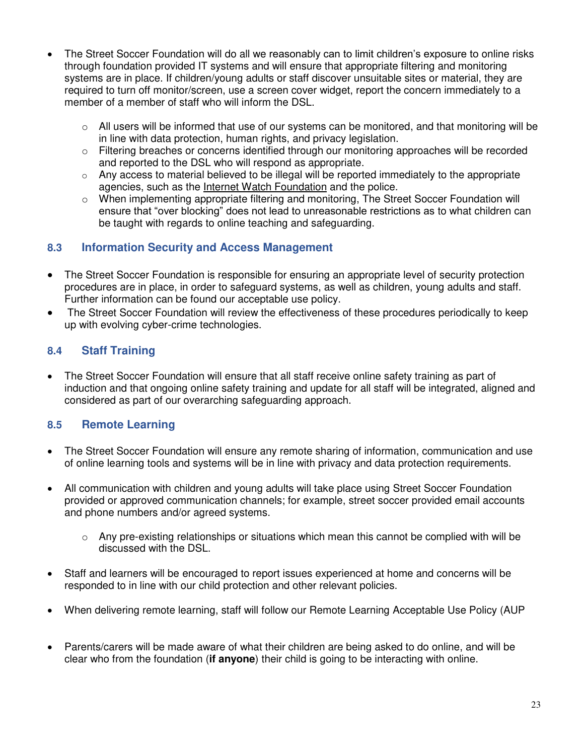- The Street Soccer Foundation will do all we reasonably can to limit children's exposure to online risks through foundation provided IT systems and will ensure that appropriate filtering and monitoring systems are in place. If children/young adults or staff discover unsuitable sites or material, they are required to turn off monitor/screen, use a screen cover widget, report the concern immediately to a member of a member of staff who will inform the DSL.
  - All users will be informed that use of our systems can be monitored, and that monitoring will be in line with data protection, human rights, and privacy legislation.
  - Filtering breaches or concerns identified through our monitoring approaches will be recorded and reported to the DSL who will respond as appropriate.
  - Any access to material believed to be illegal will be reported immediately to the appropriate agencies, such as the Internet Watch Foundation and the police.
  - When implementing appropriate filtering and monitoring, The Street Soccer Foundation will ensure that "over blocking" does not lead to unreasonable restrictions as to what children can be taught with regards to online teaching and safeguarding.

### 8.3 Information Security and Access Management

- The Street Soccer Foundation is responsible for ensuring an appropriate level of security protection procedures are in place, in order to safeguard systems, as well as children, young adults and staff. Further information can be found our acceptable use policy.
- The Street Soccer Foundation will review the effectiveness of these procedures periodically to keep up with evolving cyber-crime technologies.

### 8.4 Staff Training

- The Street Soccer Foundation will ensure that all staff receive online safety training as part of induction and that ongoing online safety training and update for all staff will be integrated, aligned and considered as part of our overarching safeguarding approach.

### 8.5 Remote Learning

- The Street Soccer Foundation will ensure any remote sharing of information, communication and use of online learning tools and systems will be in line with privacy and data protection requirements.

- All communication with children and young adults will take place using Street Soccer Foundation provided or approved communication channels; for example, street soccer provided email accounts and phone numbers and/or agreed systems.
  - Any pre-existing relationships or situations which mean this cannot be complied with will be discussed with the DSL.

- Staff and learners will be encouraged to report issues experienced at home and concerns will be responded to in line with our child protection and other relevant policies.

- When delivering remote learning, staff will follow our Remote Learning Acceptable Use Policy (AUP

- Parents/carers will be made aware of what their children are being asked to do online, and will be clear who from the foundation (**if anyone**) their child is going to be interacting with online.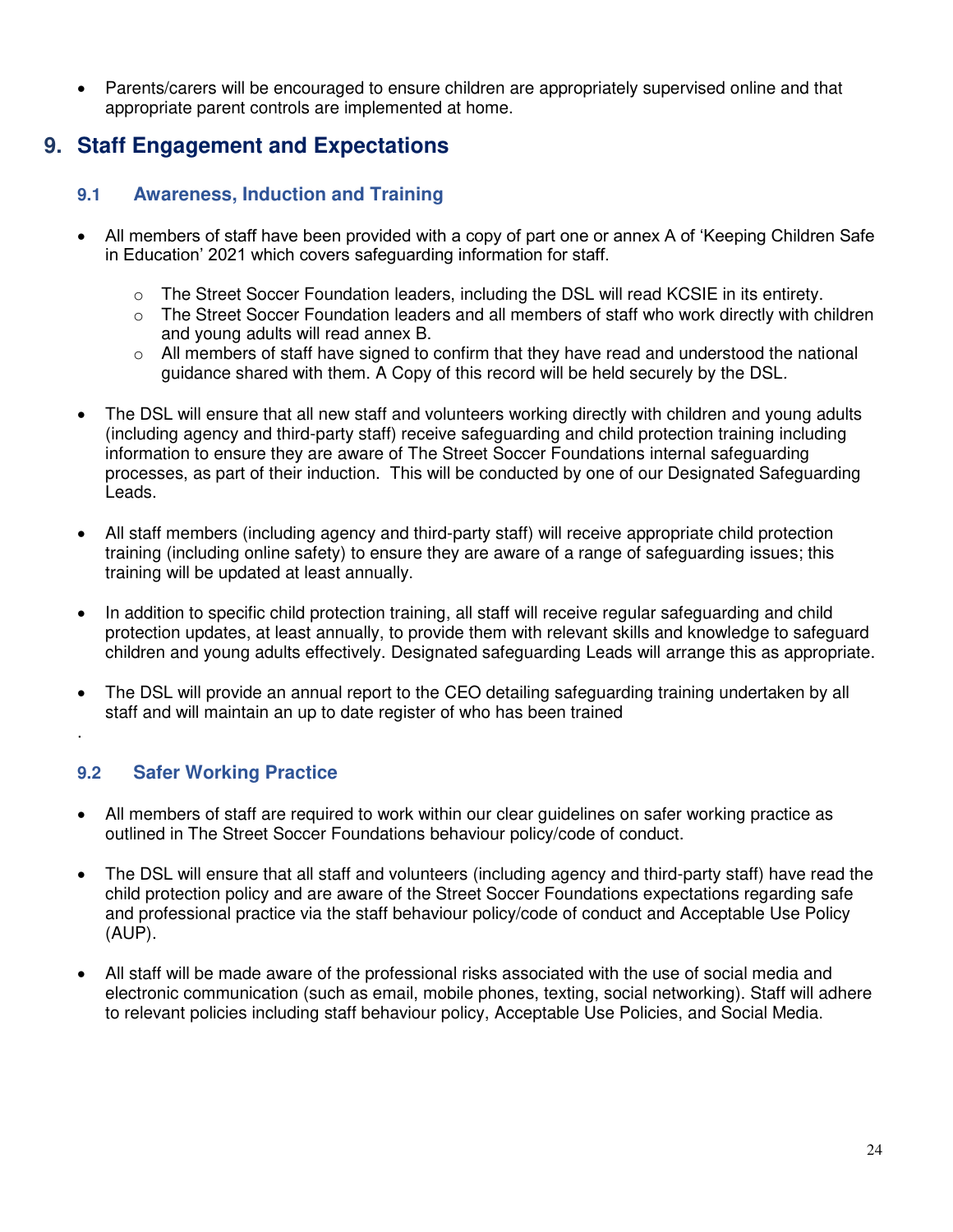- Parents/carers will be encouraged to ensure children are appropriately supervised online and that appropriate parent controls are implemented at home.

## 9. Staff Engagement and Expectations

### 9.1 Awareness, Induction and Training

- All members of staff have been provided with a copy of part one or annex A of 'Keeping Children Safe in Education' 2021 which covers safeguarding information for staff.
    - The Street Soccer Foundation leaders, including the DSL will read KCSIE in its entirety.
    - The Street Soccer Foundation leaders and all members of staff who work directly with children and young adults will read annex B.
    - All members of staff have signed to confirm that they have read and understood the national guidance shared with them. A Copy of this record will be held securely by the DSL.

- The DSL will ensure that all new staff and volunteers working directly with children and young adults (including agency and third-party staff) receive safeguarding and child protection training including information to ensure they are aware of The Street Soccer Foundations internal safeguarding processes, as part of their induction. This will be conducted by one of our Designated Safeguarding Leads.

- All staff members (including agency and third-party staff) will receive appropriate child protection training (including online safety) to ensure they are aware of a range of safeguarding issues; this training will be updated at least annually.

- In addition to specific child protection training, all staff will receive regular safeguarding and child protection updates, at least annually, to provide them with relevant skills and knowledge to safeguard children and young adults effectively. Designated safeguarding Leads will arrange this as appropriate.

- The DSL will provide an annual report to the CEO detailing safeguarding training undertaken by all staff and will maintain an up to date register of who has been trained

.

### 9.2 Safer Working Practice

- All members of staff are required to work within our clear guidelines on safer working practice as outlined in The Street Soccer Foundations behaviour policy/code of conduct.

- The DSL will ensure that all staff and volunteers (including agency and third-party staff) have read the child protection policy and are aware of the Street Soccer Foundations expectations regarding safe and professional practice via the staff behaviour policy/code of conduct and Acceptable Use Policy (AUP).

- All staff will be made aware of the professional risks associated with the use of social media and electronic communication (such as email, mobile phones, texting, social networking). Staff will adhere to relevant policies including staff behaviour policy, Acceptable Use Policies, and Social Media.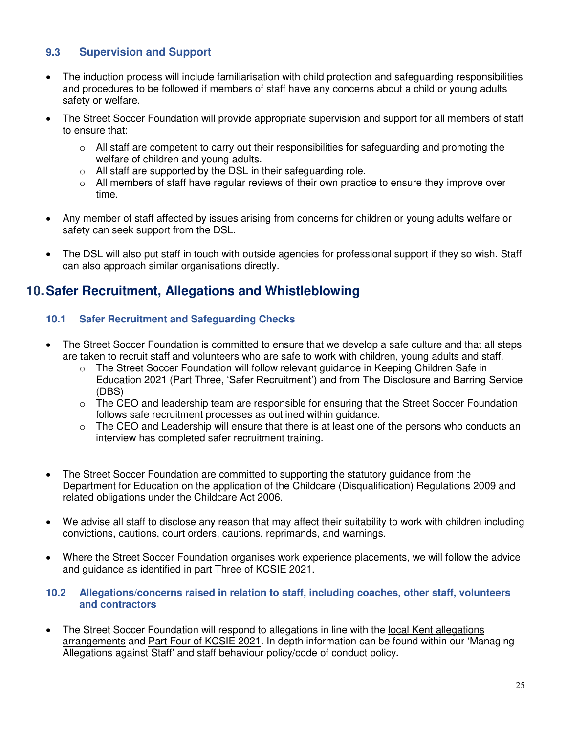### 9.3 Supervision and Support

- The induction process will include familiarisation with child protection and safeguarding responsibilities and procedures to be followed if members of staff have any concerns about a child or young adults safety or welfare.
- The Street Soccer Foundation will provide appropriate supervision and support for all members of staff to ensure that:
  - All staff are competent to carry out their responsibilities for safeguarding and promoting the welfare of children and young adults.
  - All staff are supported by the DSL in their safeguarding role.
  - All members of staff have regular reviews of their own practice to ensure they improve over time.
- Any member of staff affected by issues arising from concerns for children or young adults welfare or safety can seek support from the DSL.
- The DSL will also put staff in touch with outside agencies for professional support if they so wish. Staff can also approach similar organisations directly.

## 10. Safer Recruitment, Allegations and Whistleblowing

### 10.1 Safer Recruitment and Safeguarding Checks

- The Street Soccer Foundation is committed to ensure that we develop a safe culture and that all steps are taken to recruit staff and volunteers who are safe to work with children, young adults and staff.
  - The Street Soccer Foundation will follow relevant guidance in Keeping Children Safe in Education 2021 (Part Three, 'Safer Recruitment') and from The Disclosure and Barring Service (DBS)
  - The CEO and leadership team are responsible for ensuring that the Street Soccer Foundation follows safe recruitment processes as outlined within guidance.
  - The CEO and Leadership will ensure that there is at least one of the persons who conducts an interview has completed safer recruitment training.
- The Street Soccer Foundation are committed to supporting the statutory guidance from the Department for Education on the application of the Childcare (Disqualification) Regulations 2009 and related obligations under the Childcare Act 2006.
- We advise all staff to disclose any reason that may affect their suitability to work with children including convictions, cautions, court orders, cautions, reprimands, and warnings.
- Where the Street Soccer Foundation organises work experience placements, we will follow the advice and guidance as identified in part Three of KCSIE 2021.

### 10.2 Allegations/concerns raised in relation to staff, including coaches, other staff, volunteers and contractors

- The Street Soccer Foundation will respond to allegations in line with the local Kent allegations arrangements and Part Four of KCSIE 2021. In depth information can be found within our 'Managing Allegations against Staff' and staff behaviour policy/code of conduct policy**.**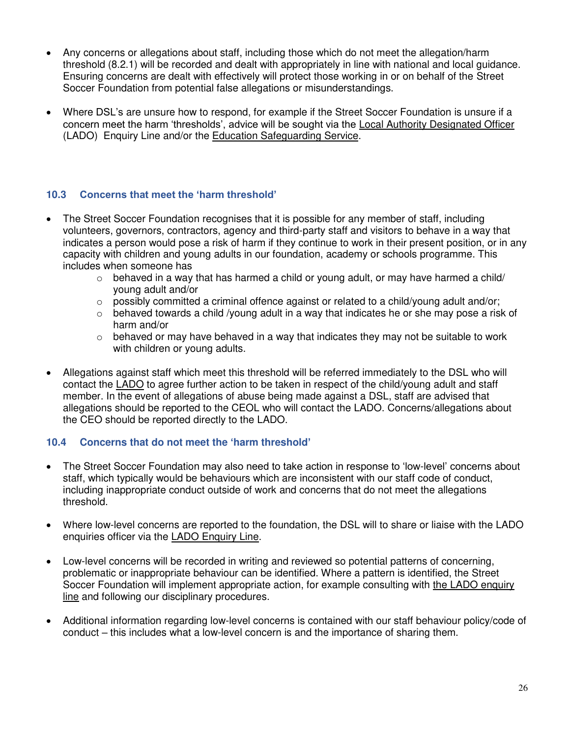- Any concerns or allegations about staff, including those which do not meet the allegation/harm threshold (8.2.1) will be recorded and dealt with appropriately in line with national and local guidance. Ensuring concerns are dealt with effectively will protect those working in or on behalf of the Street Soccer Foundation from potential false allegations or misunderstandings.

- Where DSL's are unsure how to respond, for example if the Street Soccer Foundation is unsure if a concern meet the harm 'thresholds', advice will be sought via the Local Authority Designated Officer (LADO) Enquiry Line and/or the Education Safeguarding Service.

### 10.3 Concerns that meet the 'harm threshold'

- The Street Soccer Foundation recognises that it is possible for any member of staff, including volunteers, governors, contractors, agency and third-party staff and visitors to behave in a way that indicates a person would pose a risk of harm if they continue to work in their present position, or in any capacity with children and young adults in our foundation, academy or schools programme. This includes when someone has
  - behaved in a way that has harmed a child or young adult, or may have harmed a child/ young adult and/or
  - possibly committed a criminal offence against or related to a child/young adult and/or;
  - behaved towards a child /young adult in a way that indicates he or she may pose a risk of harm and/or
  - behaved or may have behaved in a way that indicates they may not be suitable to work with children or young adults.

- Allegations against staff which meet this threshold will be referred immediately to the DSL who will contact the LADO to agree further action to be taken in respect of the child/young adult and staff member. In the event of allegations of abuse being made against a DSL, staff are advised that allegations should be reported to the CEOL who will contact the LADO. Concerns/allegations about the CEO should be reported directly to the LADO.

### 10.4 Concerns that do not meet the 'harm threshold'

- The Street Soccer Foundation may also need to take action in response to 'low-level' concerns about staff, which typically would be behaviours which are inconsistent with our staff code of conduct, including inappropriate conduct outside of work and concerns that do not meet the allegations threshold.

- Where low-level concerns are reported to the foundation, the DSL will to share or liaise with the LADO enquiries officer via the LADO Enquiry Line.

- Low-level concerns will be recorded in writing and reviewed so potential patterns of concerning, problematic or inappropriate behaviour can be identified. Where a pattern is identified, the Street Soccer Foundation will implement appropriate action, for example consulting with the LADO enquiry line and following our disciplinary procedures.

- Additional information regarding low-level concerns is contained with our staff behaviour policy/code of conduct – this includes what a low-level concern is and the importance of sharing them.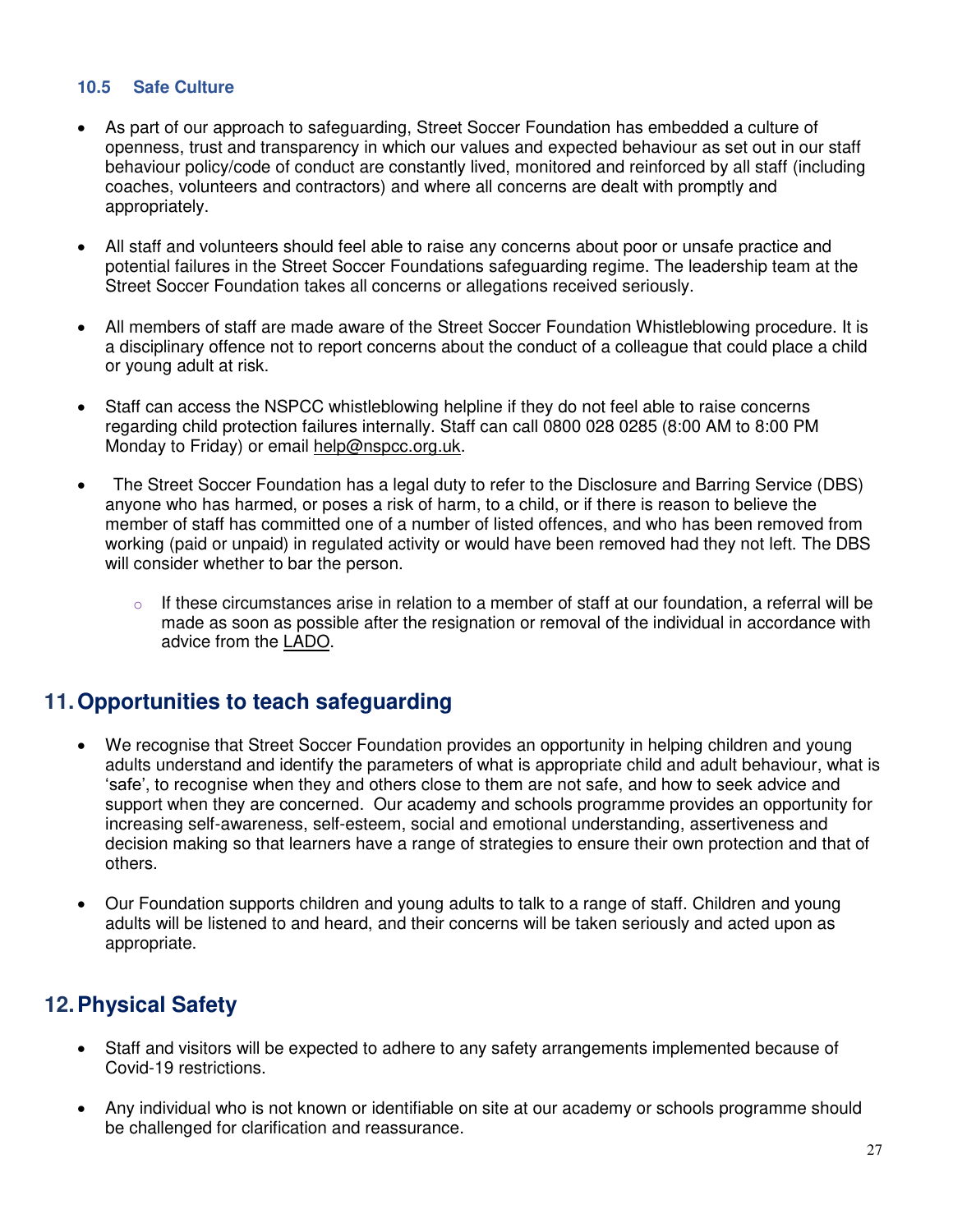### 10.5 Safe Culture

- As part of our approach to safeguarding, Street Soccer Foundation has embedded a culture of openness, trust and transparency in which our values and expected behaviour as set out in our staff behaviour policy/code of conduct are constantly lived, monitored and reinforced by all staff (including coaches, volunteers and contractors) and where all concerns are dealt with promptly and appropriately.

- All staff and volunteers should feel able to raise any concerns about poor or unsafe practice and potential failures in the Street Soccer Foundations safeguarding regime. The leadership team at the Street Soccer Foundation takes all concerns or allegations received seriously.

- All members of staff are made aware of the Street Soccer Foundation Whistleblowing procedure. It is a disciplinary offence not to report concerns about the conduct of a colleague that could place a child or young adult at risk.

- Staff can access the NSPCC whistleblowing helpline if they do not feel able to raise concerns regarding child protection failures internally. Staff can call 0800 028 0285 (8:00 AM to 8:00 PM Monday to Friday) or email help@nspcc.org.uk.

- The Street Soccer Foundation has a legal duty to refer to the Disclosure and Barring Service (DBS) anyone who has harmed, or poses a risk of harm, to a child, or if there is reason to believe the member of staff has committed one of a number of listed offences, and who has been removed from working (paid or unpaid) in regulated activity or would have been removed had they not left. The DBS will consider whether to bar the person.
  - If these circumstances arise in relation to a member of staff at our foundation, a referral will be made as soon as possible after the resignation or removal of the individual in accordance with advice from the LADO.

## 11. Opportunities to teach safeguarding

- We recognise that Street Soccer Foundation provides an opportunity in helping children and young adults understand and identify the parameters of what is appropriate child and adult behaviour, what is 'safe', to recognise when they and others close to them are not safe, and how to seek advice and support when they are concerned. Our academy and schools programme provides an opportunity for increasing self-awareness, self-esteem, social and emotional understanding, assertiveness and decision making so that learners have a range of strategies to ensure their own protection and that of others.

- Our Foundation supports children and young adults to talk to a range of staff. Children and young adults will be listened to and heard, and their concerns will be taken seriously and acted upon as appropriate.

## 12. Physical Safety

- Staff and visitors will be expected to adhere to any safety arrangements implemented because of Covid-19 restrictions.

- Any individual who is not known or identifiable on site at our academy or schools programme should be challenged for clarification and reassurance.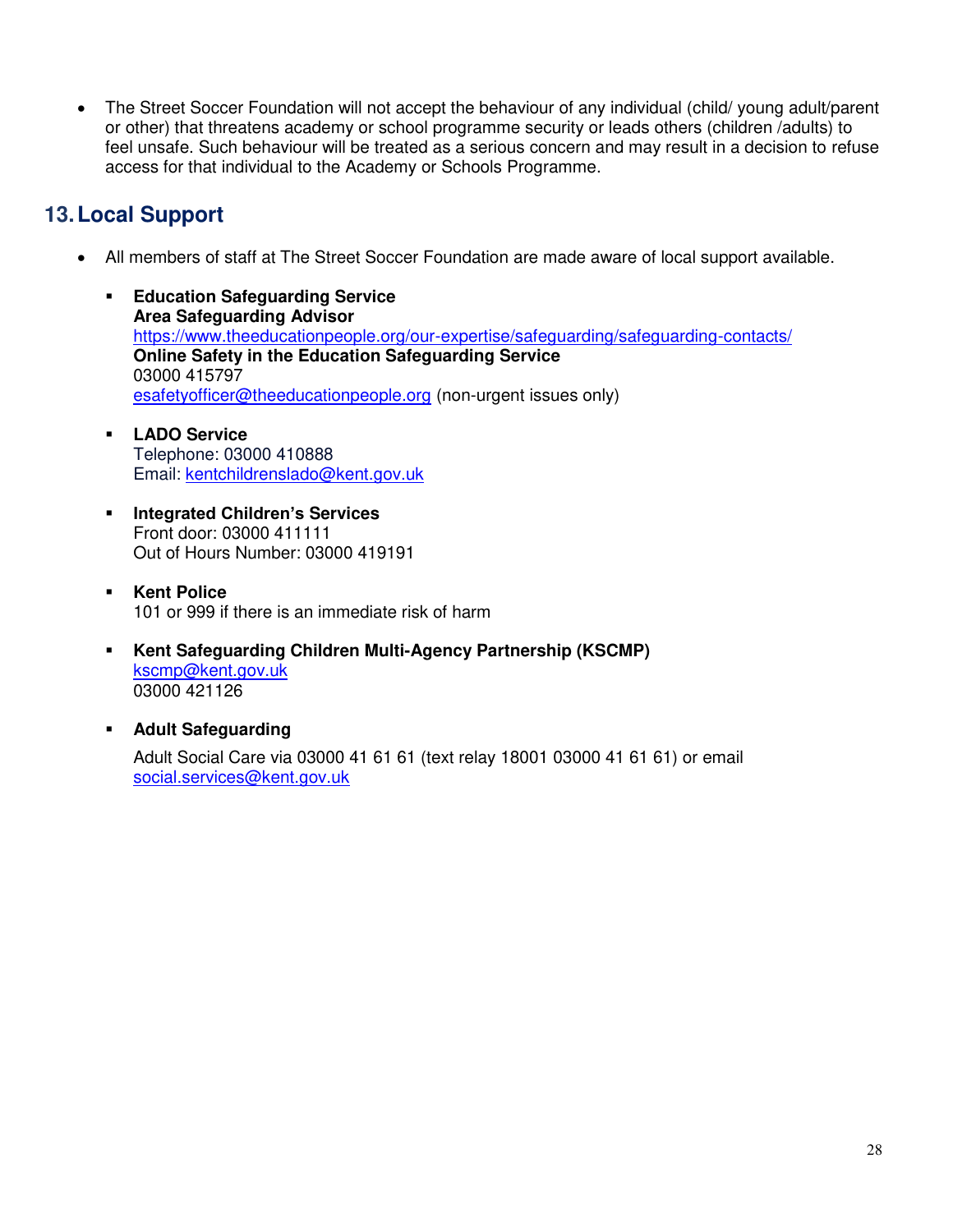- The Street Soccer Foundation will not accept the behaviour of any individual (child/ young adult/parent or other) that threatens academy or school programme security or leads others (children /adults) to feel unsafe. Such behaviour will be treated as a serious concern and may result in a decision to refuse access for that individual to the Academy or Schools Programme.

## 13. Local Support

- All members of staff at The Street Soccer Foundation are made aware of local support available.

  - **Education Safeguarding Service**
    **Area Safeguarding Advisor**
    https://www.theeducationpeople.org/our-expertise/safeguarding/safeguarding-contacts/
    **Online Safety in the Education Safeguarding Service**
    03000 415797
    esafetyofficer@theeducationpeople.org (non-urgent issues only)

  - **LADO Service**
    Telephone: 03000 410888
    Email: kentchildrenslado@kent.gov.uk

  - **Integrated Children's Services**
    Front door: 03000 411111
    Out of Hours Number: 03000 419191

  - **Kent Police**
    101 or 999 if there is an immediate risk of harm

  - **Kent Safeguarding Children Multi-Agency Partnership (KSCMP)**
    kscmp@kent.gov.uk
    03000 421126

  - **Adult Safeguarding**

    Adult Social Care via 03000 41 61 61 (text relay 18001 03000 41 61 61) or email social.services@kent.gov.uk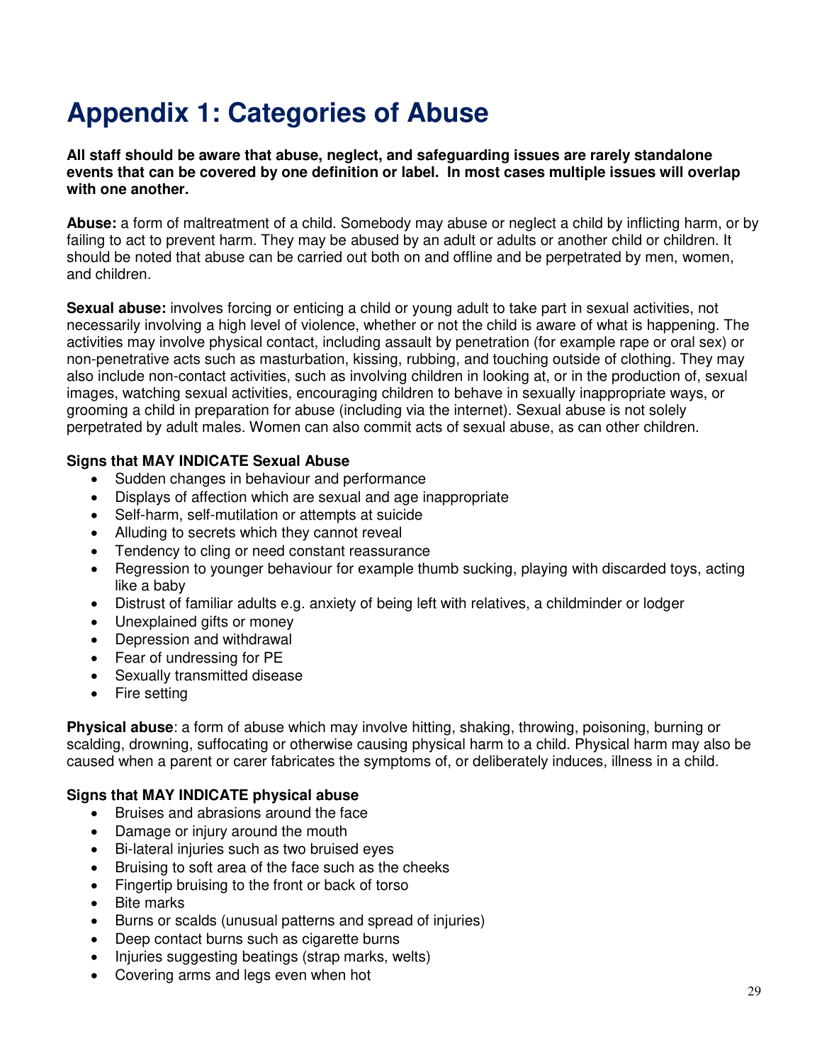# Appendix 1: Categories of Abuse

**All staff should be aware that abuse, neglect, and safeguarding issues are rarely standalone events that can be covered by one definition or label. In most cases multiple issues will overlap with one another.**

**Abuse:** a form of maltreatment of a child. Somebody may abuse or neglect a child by inflicting harm, or by failing to act to prevent harm. They may be abused by an adult or adults or another child or children. It should be noted that abuse can be carried out both on and offline and be perpetrated by men, women, and children.

**Sexual abuse:** involves forcing or enticing a child or young adult to take part in sexual activities, not necessarily involving a high level of violence, whether or not the child is aware of what is happening. The activities may involve physical contact, including assault by penetration (for example rape or oral sex) or non-penetrative acts such as masturbation, kissing, rubbing, and touching outside of clothing. They may also include non-contact activities, such as involving children in looking at, or in the production of, sexual images, watching sexual activities, encouraging children to behave in sexually inappropriate ways, or grooming a child in preparation for abuse (including via the internet). Sexual abuse is not solely perpetrated by adult males. Women can also commit acts of sexual abuse, as can other children.

**Signs that MAY INDICATE Sexual Abuse**

- Sudden changes in behaviour and performance
- Displays of affection which are sexual and age inappropriate
- Self-harm, self-mutilation or attempts at suicide
- Alluding to secrets which they cannot reveal
- Tendency to cling or need constant reassurance
- Regression to younger behaviour for example thumb sucking, playing with discarded toys, acting like a baby
- Distrust of familiar adults e.g. anxiety of being left with relatives, a childminder or lodger
- Unexplained gifts or money
- Depression and withdrawal
- Fear of undressing for PE
- Sexually transmitted disease
- Fire setting

**Physical abuse**: a form of abuse which may involve hitting, shaking, throwing, poisoning, burning or scalding, drowning, suffocating or otherwise causing physical harm to a child. Physical harm may also be caused when a parent or carer fabricates the symptoms of, or deliberately induces, illness in a child.

**Signs that MAY INDICATE physical abuse**

- Bruises and abrasions around the face
- Damage or injury around the mouth
- Bi-lateral injuries such as two bruised eyes
- Bruising to soft area of the face such as the cheeks
- Fingertip bruising to the front or back of torso
- Bite marks
- Burns or scalds (unusual patterns and spread of injuries)
- Deep contact burns such as cigarette burns
- Injuries suggesting beatings (strap marks, welts)
- Covering arms and legs even when hot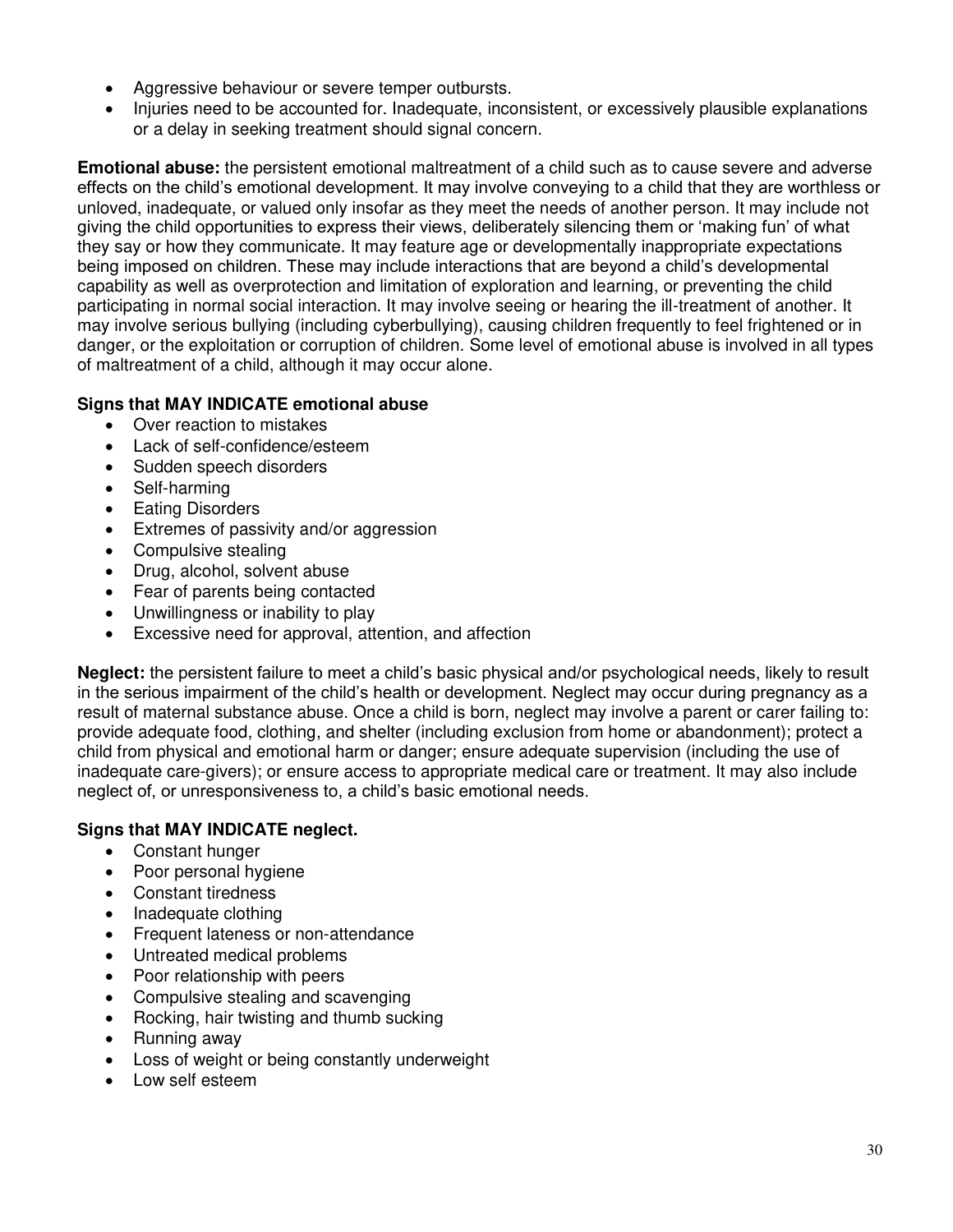- Aggressive behaviour or severe temper outbursts.
- Injuries need to be accounted for. Inadequate, inconsistent, or excessively plausible explanations or a delay in seeking treatment should signal concern.

**Emotional abuse:** the persistent emotional maltreatment of a child such as to cause severe and adverse effects on the child's emotional development. It may involve conveying to a child that they are worthless or unloved, inadequate, or valued only insofar as they meet the needs of another person. It may include not giving the child opportunities to express their views, deliberately silencing them or 'making fun' of what they say or how they communicate. It may feature age or developmentally inappropriate expectations being imposed on children. These may include interactions that are beyond a child's developmental capability as well as overprotection and limitation of exploration and learning, or preventing the child participating in normal social interaction. It may involve seeing or hearing the ill-treatment of another. It may involve serious bullying (including cyberbullying), causing children frequently to feel frightened or in danger, or the exploitation or corruption of children. Some level of emotional abuse is involved in all types of maltreatment of a child, although it may occur alone.

**Signs that MAY INDICATE emotional abuse**

- Over reaction to mistakes
- Lack of self-confidence/esteem
- Sudden speech disorders
- Self-harming
- Eating Disorders
- Extremes of passivity and/or aggression
- Compulsive stealing
- Drug, alcohol, solvent abuse
- Fear of parents being contacted
- Unwillingness or inability to play
- Excessive need for approval, attention, and affection

**Neglect:** the persistent failure to meet a child's basic physical and/or psychological needs, likely to result in the serious impairment of the child's health or development. Neglect may occur during pregnancy as a result of maternal substance abuse. Once a child is born, neglect may involve a parent or carer failing to: provide adequate food, clothing, and shelter (including exclusion from home or abandonment); protect a child from physical and emotional harm or danger; ensure adequate supervision (including the use of inadequate care-givers); or ensure access to appropriate medical care or treatment. It may also include neglect of, or unresponsiveness to, a child's basic emotional needs.

**Signs that MAY INDICATE neglect.**

- Constant hunger
- Poor personal hygiene
- Constant tiredness
- Inadequate clothing
- Frequent lateness or non-attendance
- Untreated medical problems
- Poor relationship with peers
- Compulsive stealing and scavenging
- Rocking, hair twisting and thumb sucking
- Running away
- Loss of weight or being constantly underweight
- Low self esteem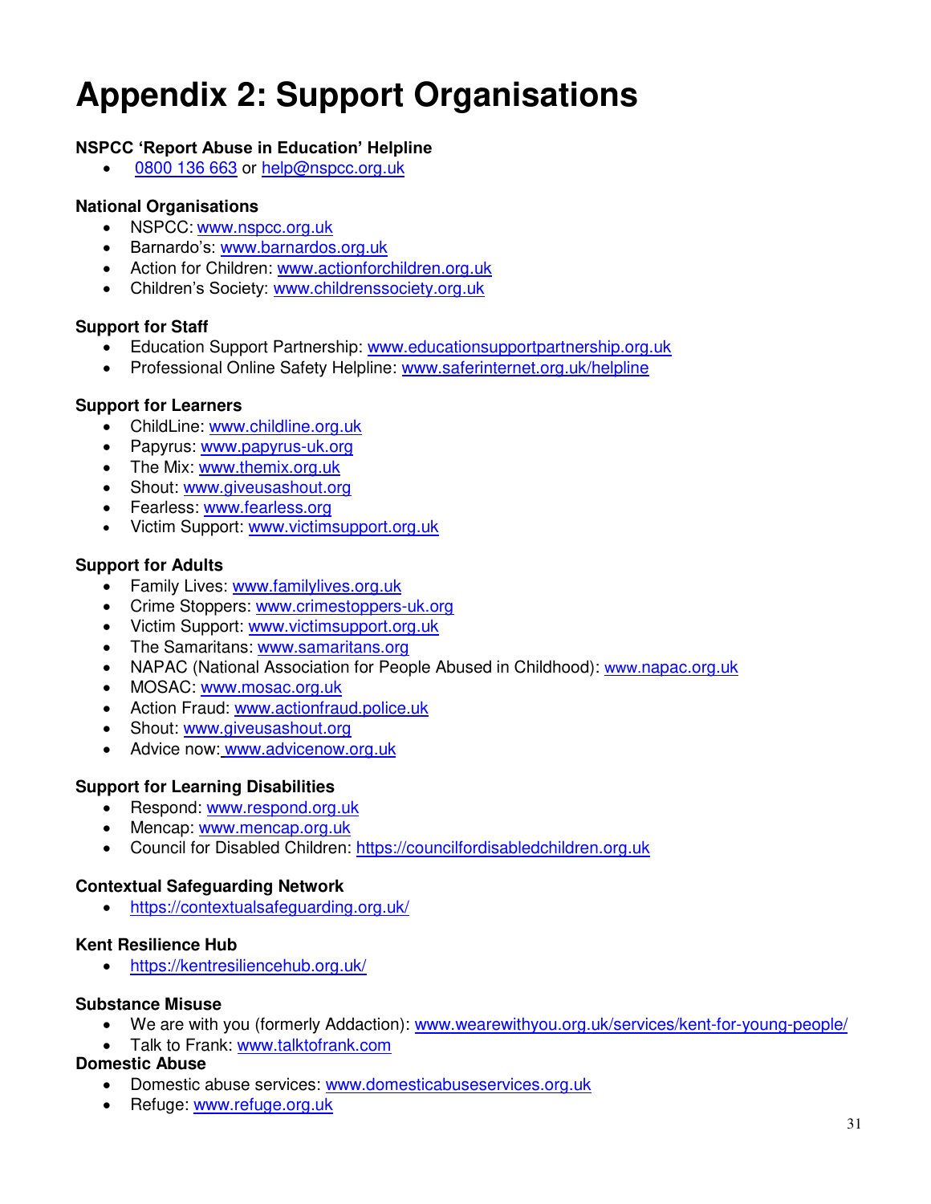# Appendix 2: Support Organisations

**NSPCC 'Report Abuse in Education' Helpline**

- 0800 136 663 or help@nspcc.org.uk

**National Organisations**

- NSPCC: www.nspcc.org.uk
- Barnardo's: www.barnardos.org.uk
- Action for Children: www.actionforchildren.org.uk
- Children's Society: www.childrenssociety.org.uk

**Support for Staff**

- Education Support Partnership: www.educationsupportpartnership.org.uk
- Professional Online Safety Helpline: www.saferinternet.org.uk/helpline

**Support for Learners**

- ChildLine: www.childline.org.uk
- Papyrus: www.papyrus-uk.org
- The Mix: www.themix.org.uk
- Shout: www.giveusashout.org
- Fearless: www.fearless.org
- Victim Support: www.victimsupport.org.uk

**Support for Adults**

- Family Lives: www.familylives.org.uk
- Crime Stoppers: www.crimestoppers-uk.org
- Victim Support: www.victimsupport.org.uk
- The Samaritans: www.samaritans.org
- NAPAC (National Association for People Abused in Childhood): www.napac.org.uk
- MOSAC: www.mosac.org.uk
- Action Fraud: www.actionfraud.police.uk
- Shout: www.giveusashout.org
- Advice now: www.advicenow.org.uk

**Support for Learning Disabilities**

- Respond: www.respond.org.uk
- Mencap: www.mencap.org.uk
- Council for Disabled Children: https://councilfordisabledchildren.org.uk

**Contextual Safeguarding Network**

- https://contextualsafeguarding.org.uk/

**Kent Resilience Hub**

- https://kentresiliencehub.org.uk/

**Substance Misuse**

- We are with you (formerly Addaction): www.wearewithyou.org.uk/services/kent-for-young-people/
- Talk to Frank: www.talktofrank.com

**Domestic Abuse**

- Domestic abuse services: www.domesticabuseservices.org.uk
- Refuge: www.refuge.org.uk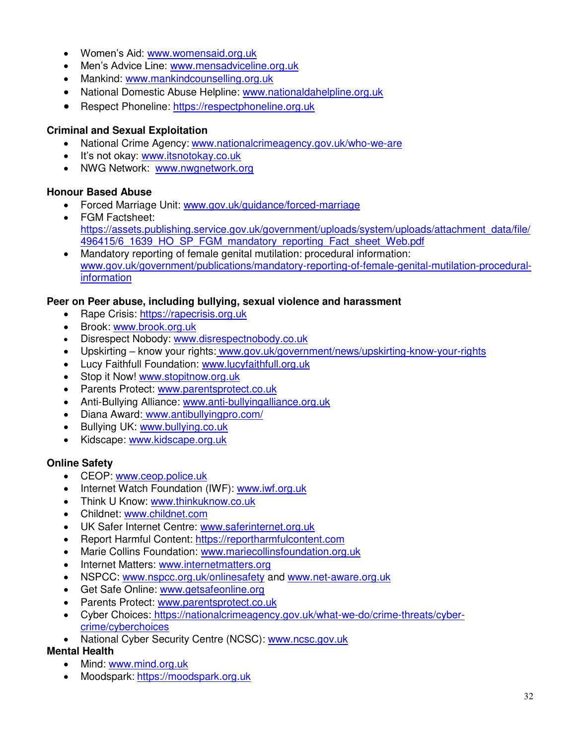- Women's Aid: www.womensaid.org.uk
- Men's Advice Line: www.mensadviceline.org.uk
- Mankind: www.mankindcounselling.org.uk
- National Domestic Abuse Helpline: www.nationaldahelpline.org.uk
- Respect Phoneline: https://respectphoneline.org.uk

**Criminal and Sexual Exploitation**

- National Crime Agency: www.nationalcrimeagency.gov.uk/who-we-are
- It's not okay: www.itsnotokay.co.uk
- NWG Network: www.nwgnetwork.org

**Honour Based Abuse**

- Forced Marriage Unit: www.gov.uk/guidance/forced-marriage
- FGM Factsheet: https://assets.publishing.service.gov.uk/government/uploads/system/uploads/attachment_data/file/496415/6_1639_HO_SP_FGM_mandatory_reporting_Fact_sheet_Web.pdf
- Mandatory reporting of female genital mutilation: procedural information: www.gov.uk/government/publications/mandatory-reporting-of-female-genital-mutilation-procedural-information

**Peer on Peer abuse, including bullying, sexual violence and harassment**

- Rape Crisis: https://rapecrisis.org.uk
- Brook: www.brook.org.uk
- Disrespect Nobody: www.disrespectnobody.co.uk
- Upskirting – know your rights: www.gov.uk/government/news/upskirting-know-your-rights
- Lucy Faithfull Foundation: www.lucyfaithfull.org.uk
- Stop it Now! www.stopitnow.org.uk
- Parents Protect: www.parentsprotect.co.uk
- Anti-Bullying Alliance: www.anti-bullyingalliance.org.uk
- Diana Award: www.antibullyingpro.com/
- Bullying UK: www.bullying.co.uk
- Kidscape: www.kidscape.org.uk

**Online Safety**

- CEOP: www.ceop.police.uk
- Internet Watch Foundation (IWF): www.iwf.org.uk
- Think U Know: www.thinkuknow.co.uk
- Childnet: www.childnet.com
- UK Safer Internet Centre: www.saferinternet.org.uk
- Report Harmful Content: https://reportharmfulcontent.com
- Marie Collins Foundation: www.mariecollinsfoundation.org.uk
- Internet Matters: www.internetmatters.org
- NSPCC: www.nspcc.org.uk/onlinesafety and www.net-aware.org.uk
- Get Safe Online: www.getsafeonline.org
- Parents Protect: www.parentsprotect.co.uk
- Cyber Choices: https://nationalcrimeagency.gov.uk/what-we-do/crime-threats/cyber-crime/cyberchoices
- National Cyber Security Centre (NCSC): www.ncsc.gov.uk

**Mental Health**

- Mind: www.mind.org.uk
- Moodspark: https://moodspark.org.uk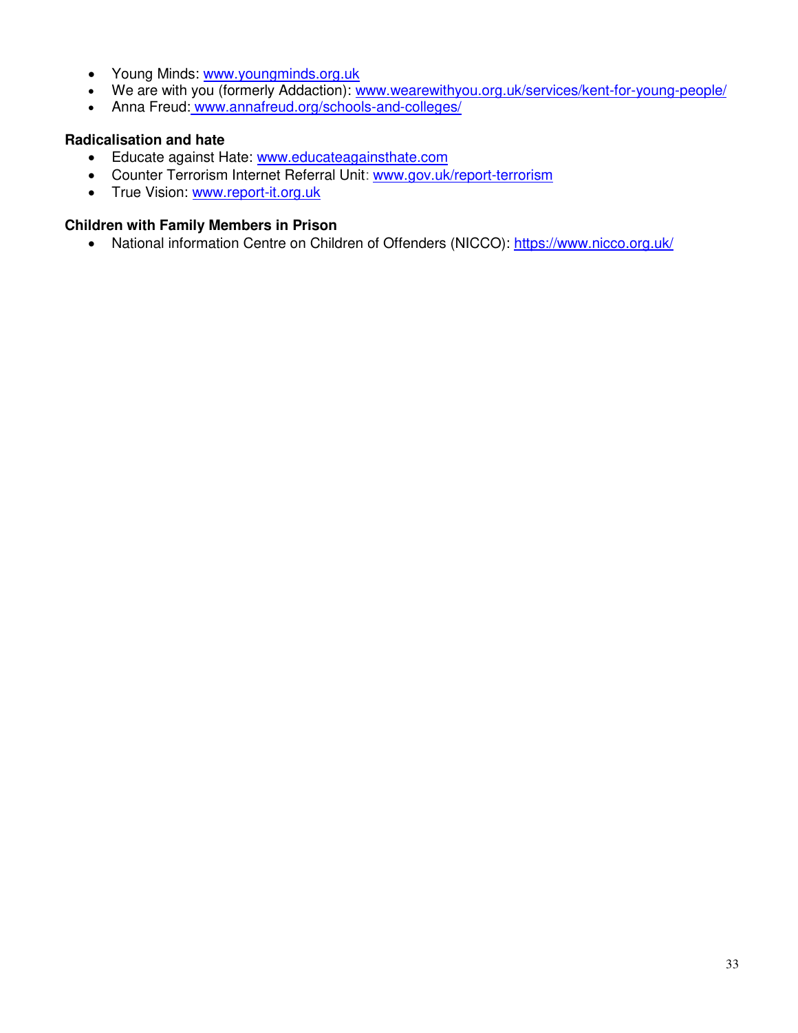- Young Minds: www.youngminds.org.uk
- We are with you (formerly Addaction): www.wearewithyou.org.uk/services/kent-for-young-people/
- Anna Freud: www.annafreud.org/schools-and-colleges/

**Radicalisation and hate**

- Educate against Hate: www.educateagainsthate.com
- Counter Terrorism Internet Referral Unit: www.gov.uk/report-terrorism
- True Vision: www.report-it.org.uk

**Children with Family Members in Prison**

- National information Centre on Children of Offenders (NICCO): https://www.nicco.org.uk/